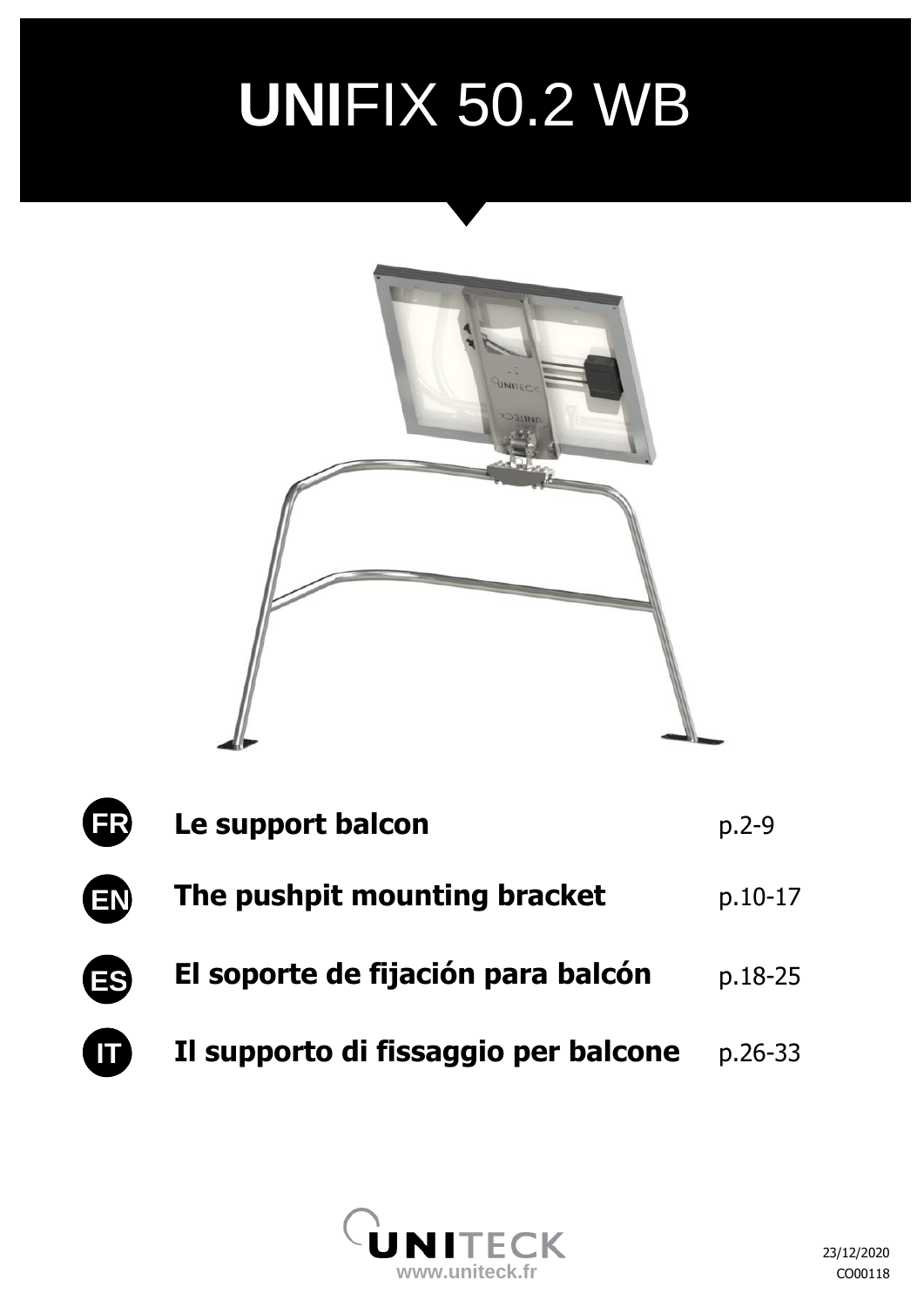# **UNI**FIX 50.2 WB

| | | |
|---|---|---|
| FR | **Le support balcon** | p.2-9 |
| EN | **The pushpit mounting bracket** | p.10-17 |
| ES | **El soporte de fijación para balcón** | p.18-25 |
| IT | **Il supporto di fissaggio per balcone** | p.26-33 |

UNITECK
www.uniteck.fr

23/12/2020
CO00118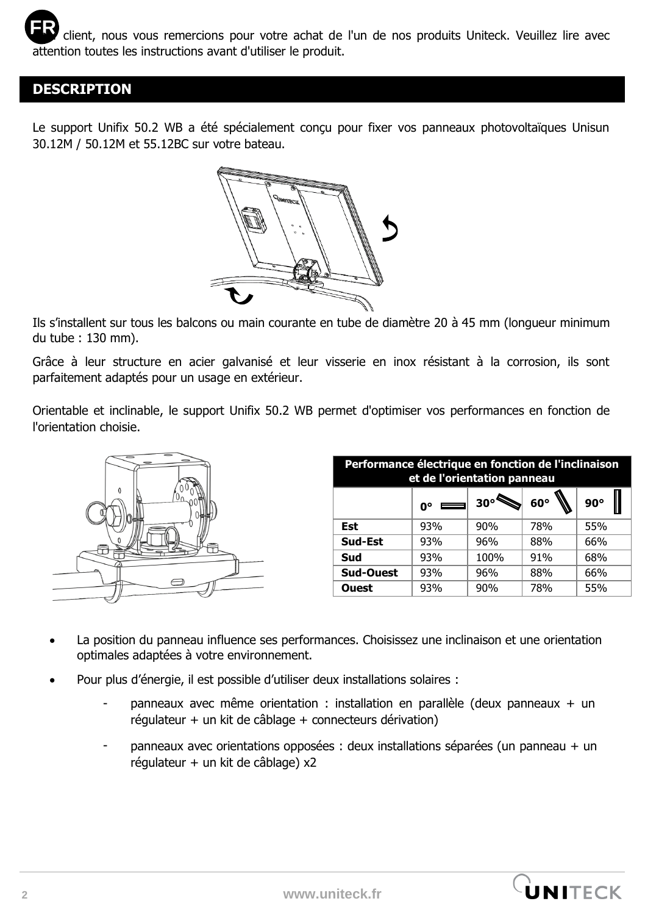FR Cher client, nous vous remercions pour votre achat de l'un de nos produits Uniteck. Veuillez lire avec attention toutes les instructions avant d'utiliser le produit.

## DESCRIPTION

Le support Unifix 50.2 WB a été spécialement conçu pour fixer vos panneaux photovoltaïques Unisun 30.12M / 50.12M et 55.12BC sur votre bateau.

Ils s'installent sur tous les balcons ou main courante en tube de diamètre 20 à 45 mm (longueur minimum du tube : 130 mm).

Grâce à leur structure en acier galvanisé et leur visserie en inox résistant à la corrosion, ils sont parfaitement adaptés pour un usage en extérieur.

Orientable et inclinable, le support Unifix 50.2 WB permet d'optimiser vos performances en fonction de l'orientation choisie.

| Performance électrique en fonction de l'inclinaison et de l'orientation panneau | | | | |
|---|---|---|---|---|
| | 0° | 30° | 60° | 90° |
| **Est** | 93% | 90% | 78% | 55% |
| **Sud-Est** | 93% | 96% | 88% | 66% |
| **Sud** | 93% | 100% | 91% | 68% |
| **Sud-Ouest** | 93% | 96% | 88% | 66% |
| **Ouest** | 93% | 90% | 78% | 55% |

- La position du panneau influence ses performances. Choisissez une inclinaison et une orientation optimales adaptées à votre environnement.
- Pour plus d'énergie, il est possible d'utiliser deux installations solaires :
  - panneaux avec même orientation : installation en parallèle (deux panneaux + un régulateur + un kit de câblage + connecteurs dérivation)
  - panneaux avec orientations opposées : deux installations séparées (un panneau + un régulateur + un kit de câblage) x2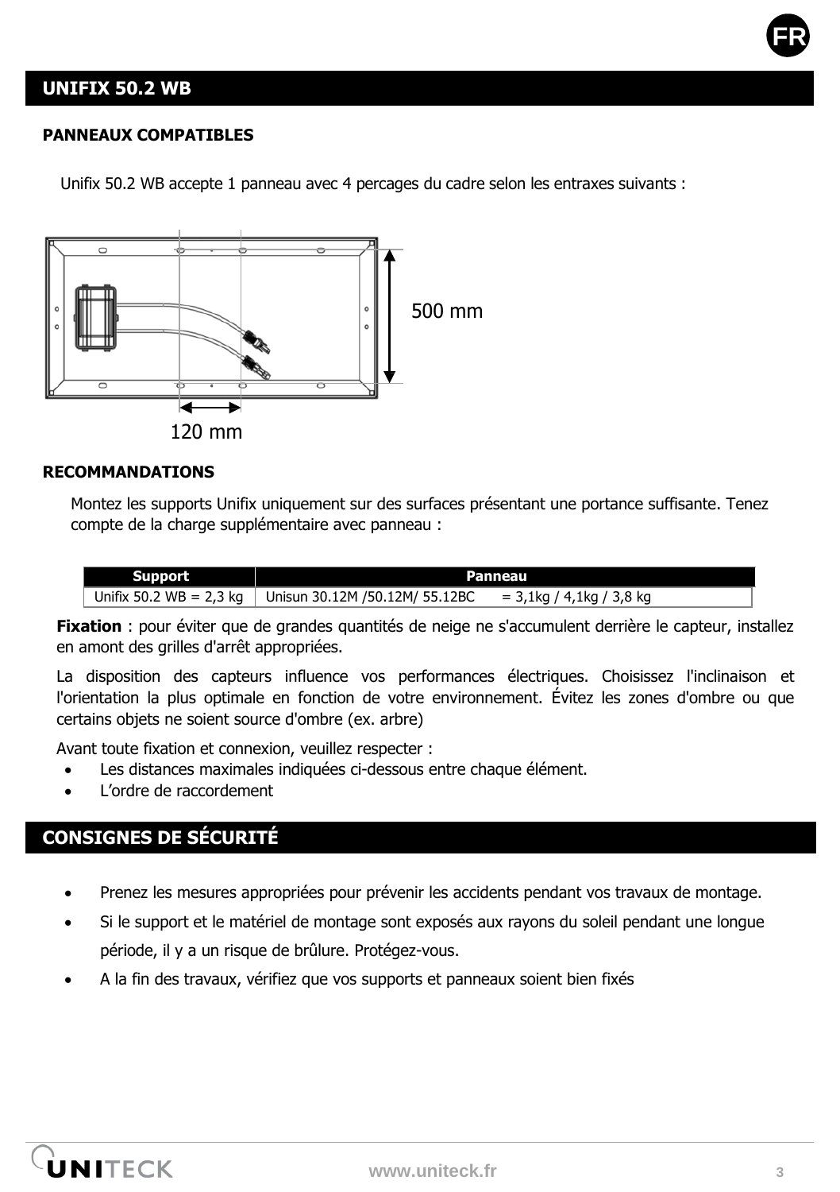## UNIFIX 50.2 WB

### PANNEAUX COMPATIBLES

Unifix 50.2 WB accepte 1 panneau avec 4 percages du cadre selon les entraxes suivants :

500 mm

120 mm

### RECOMMANDATIONS

Montez les supports Unifix uniquement sur des surfaces présentant une portance suffisante. Tenez compte de la charge supplémentaire avec panneau :

| Support | Panneau |
|---|---|
| Unifix 50.2 WB = 2,3 kg | Unisun 30.12M /50.12M/ 55.12BC = 3,1kg / 4,1kg / 3,8 kg |

**Fixation** : pour éviter que de grandes quantités de neige ne s'accumulent derrière le capteur, installez en amont des grilles d'arrêt appropriées.

La disposition des capteurs influence vos performances électriques. Choisissez l'inclinaison et l'orientation la plus optimale en fonction de votre environnement. Évitez les zones d'ombre ou que certains objets ne soient source d'ombre (ex. arbre)

Avant toute fixation et connexion, veuillez respecter :

- Les distances maximales indiquées ci-dessous entre chaque élément.
- L'ordre de raccordement

## CONSIGNES DE SÉCURITÉ

- Prenez les mesures appropriées pour prévenir les accidents pendant vos travaux de montage.
- Si le support et le matériel de montage sont exposés aux rayons du soleil pendant une longue période, il y a un risque de brûlure. Protégez-vous.
- A la fin des travaux, vérifiez que vos supports et panneaux soient bien fixés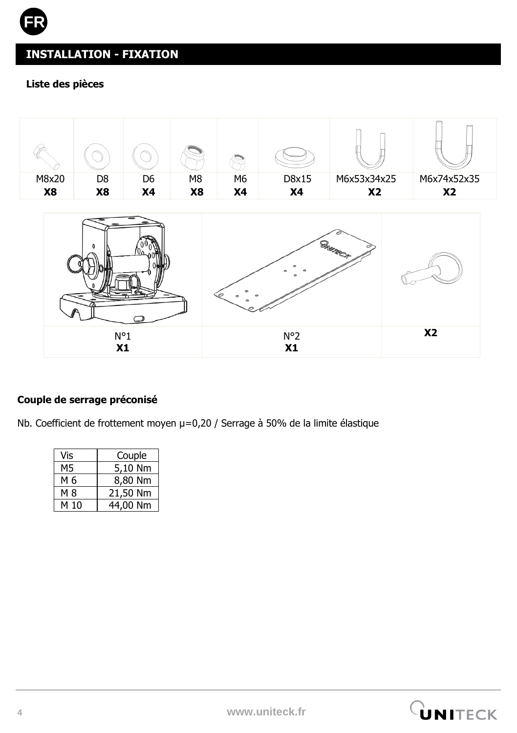## INSTALLATION - FIXATION

**Liste des pièces**

| M8x20 | D8 | D6 | M8 | M6 | D8x15 | M6x53x34x25 | M6x74x52x35 |
|---|---|---|---|---|---|---|---|
| **X8** | **X8** | **X4** | **X8** | **X4** | **X4** | **X2** | **X2** |

| N°1 | N°2 | |
|---|---|---|
| **X1** | **X1** | **X2** |

**Couple de serrage préconisé**

Nb. Coefficient de frottement moyen μ=0,20 / Serrage à 50% de la limite élastique

| Vis | Couple |
|---|---|
| M5 | 5,10 Nm |
| M 6 | 8,80 Nm |
| M 8 | 21,50 Nm |
| M 10 | 44,00 Nm |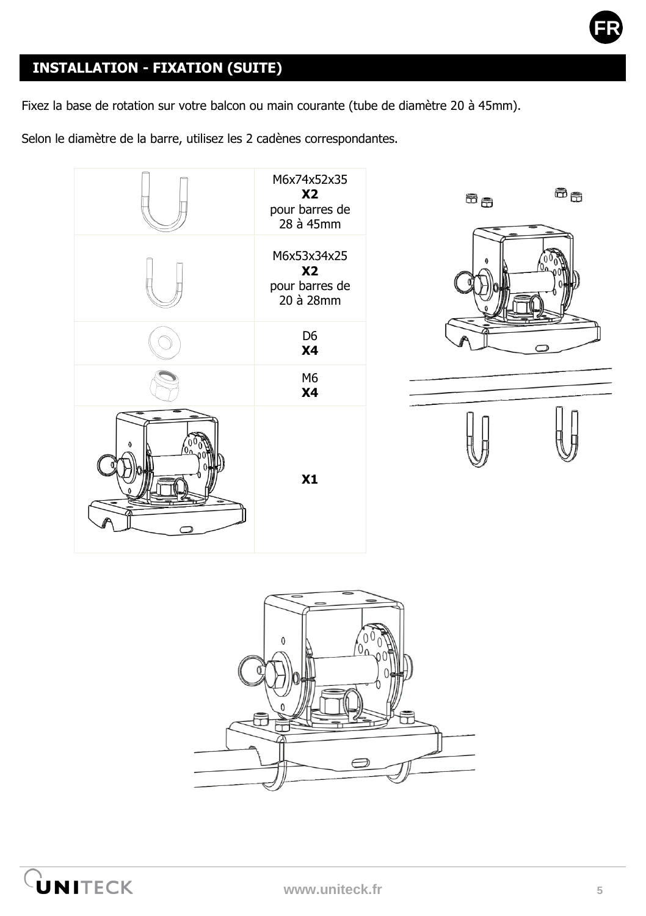## INSTALLATION - FIXATION (SUITE)

Fixez la base de rotation sur votre balcon ou main courante (tube de diamètre 20 à 45mm).

Selon le diamètre de la barre, utilisez les 2 cadènes correspondantes.

| | |
|---|---|
| | M6x74x52x35 **X2** pour barres de 28 à 45mm |
| | M6x53x34x25 **X2** pour barres de 20 à 28mm |
| | D6 **X4** |
| | M6 **X4** |
| | **X1** |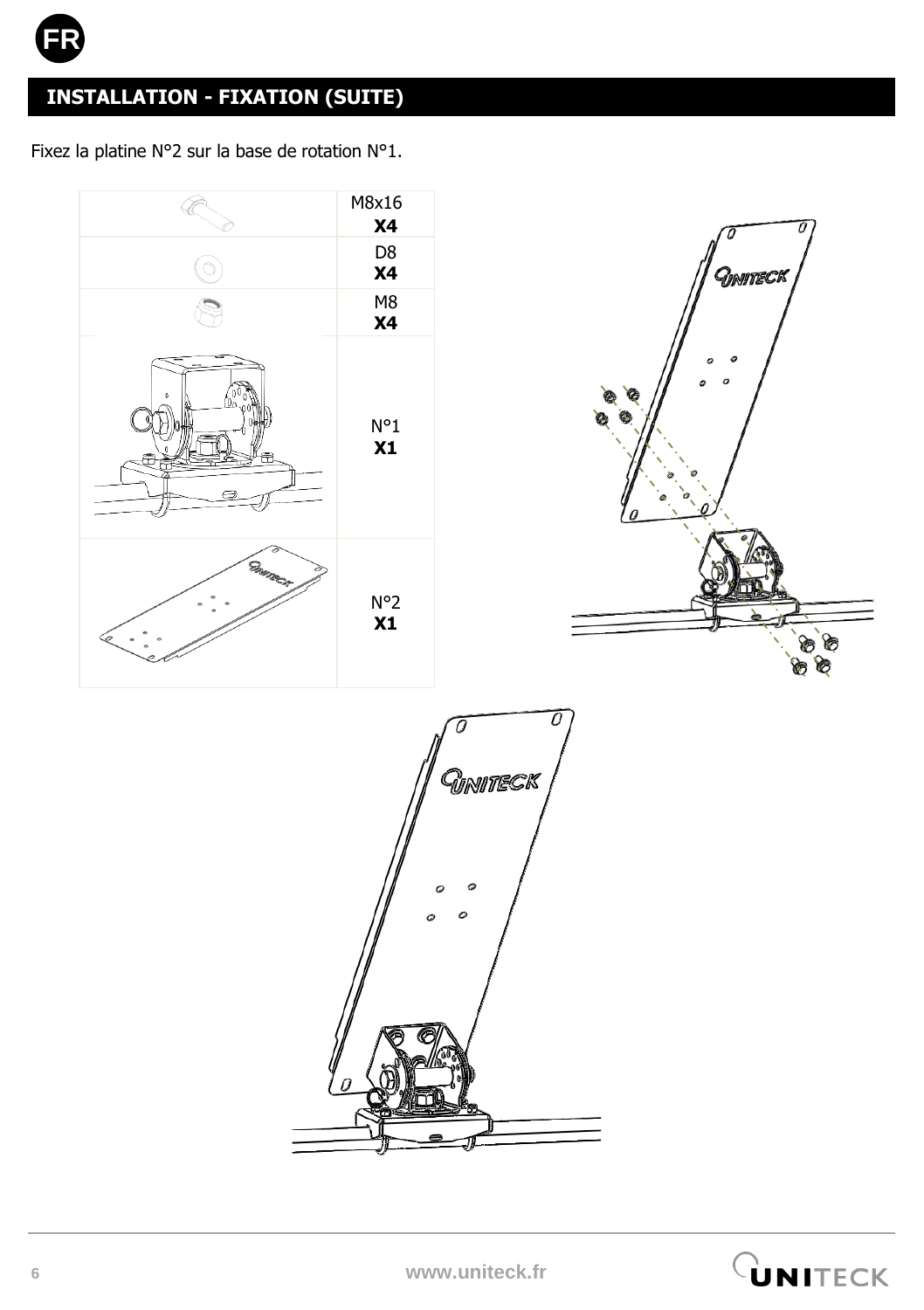## INSTALLATION - FIXATION (SUITE)

Fixez la platine N°2 sur la base de rotation N°1.

| | |
|---|---|
| | M8x16 **X4** |
| | D8 **X4** |
| | M8 **X4** |
| | N°1 **X1** |
| | N°2 **X1** |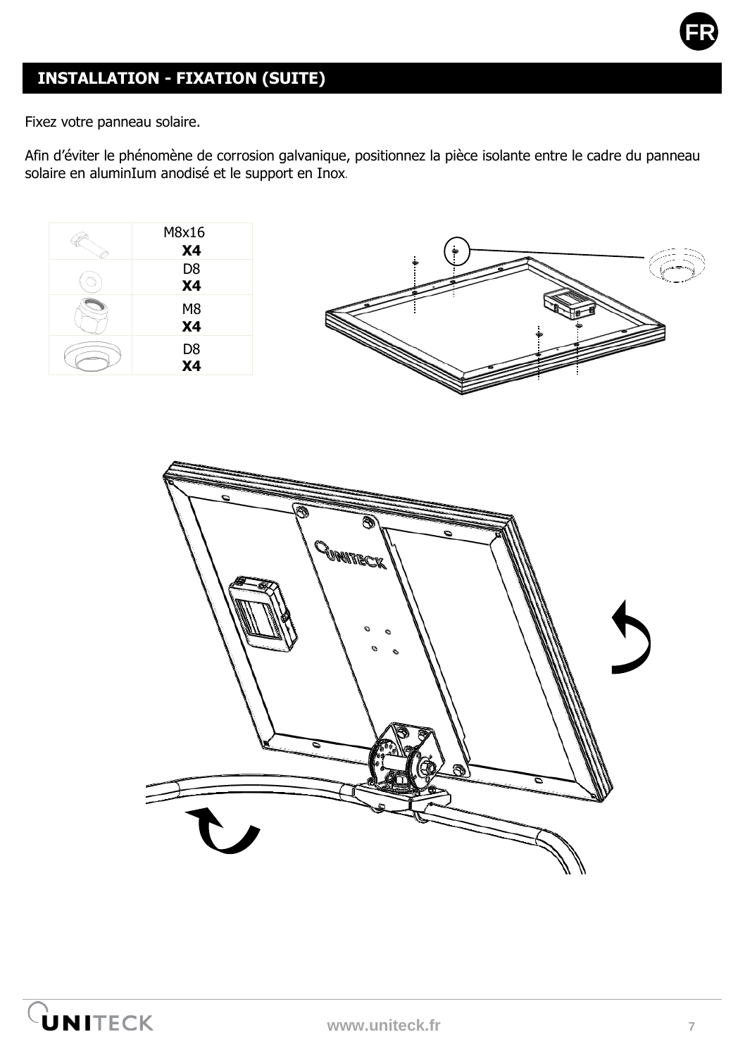## INSTALLATION - FIXATION (SUITE)

Fixez votre panneau solaire.

Afin d'éviter le phénomène de corrosion galvanique, positionnez la pièce isolante entre le cadre du panneau solaire en aluminIum anodisé et le support en Inox.

| | |
|---|---|
| | M8x16 **X4** |
| | D8 **X4** |
| | M8 **X4** |
| | D8 **X4** |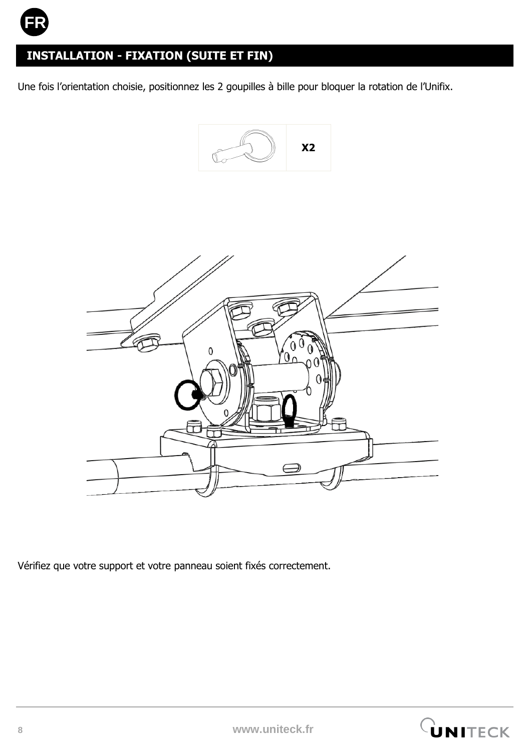## INSTALLATION - FIXATION (SUITE ET FIN)

Une fois l'orientation choisie, positionnez les 2 goupilles à bille pour bloquer la rotation de l'Unifix.

| | X2 |
|---|---|

Vérifiez que votre support et votre panneau soient fixés correctement.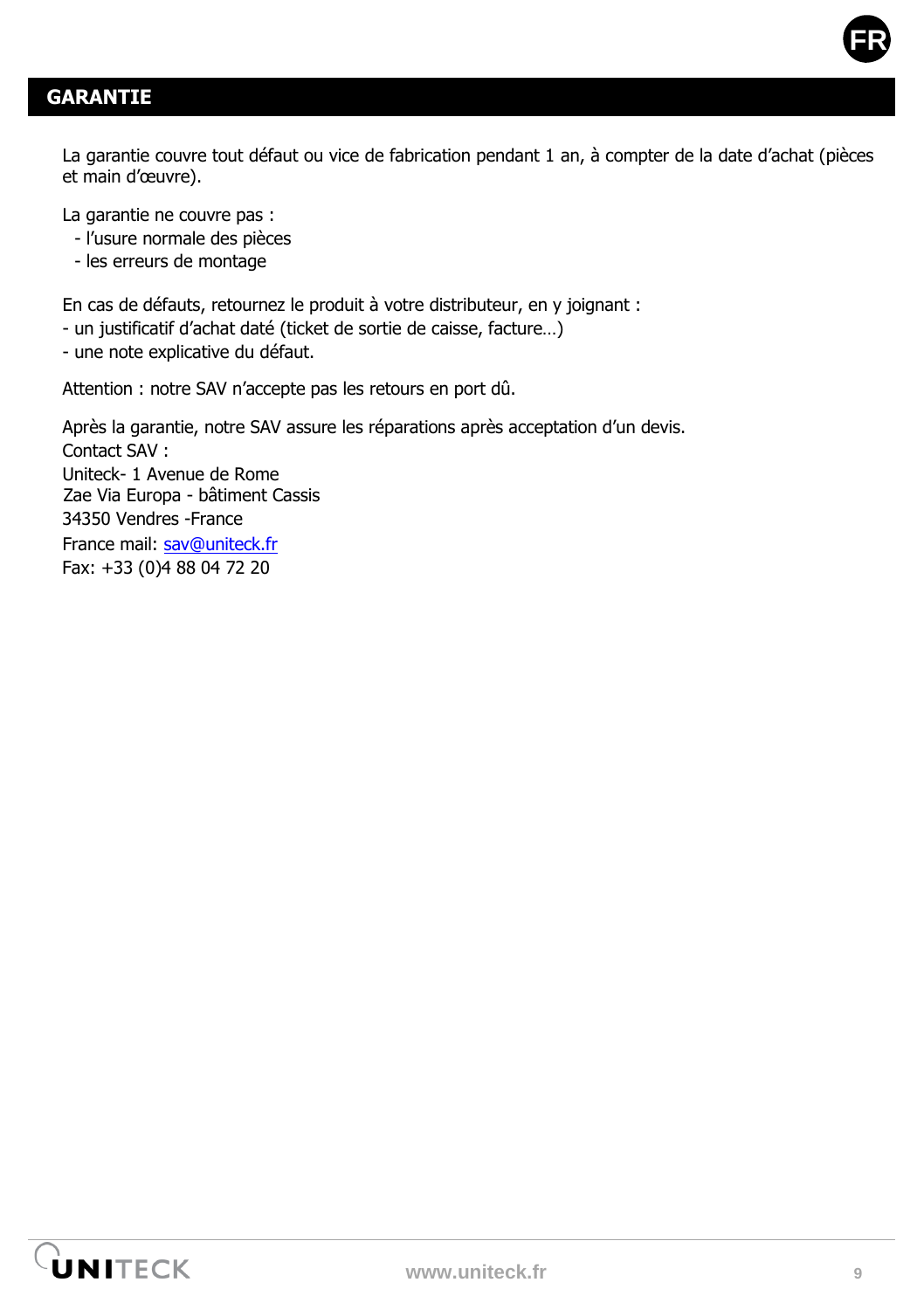## GARANTIE

La garantie couvre tout défaut ou vice de fabrication pendant 1 an, à compter de la date d'achat (pièces et main d'œuvre).

La garantie ne couvre pas :
- l'usure normale des pièces
- les erreurs de montage

En cas de défauts, retournez le produit à votre distributeur, en y joignant :
- un justificatif d'achat daté (ticket de sortie de caisse, facture…)
- une note explicative du défaut.

Attention : notre SAV n'accepte pas les retours en port dû.

Après la garantie, notre SAV assure les réparations après acceptation d'un devis.
Contact SAV :
Uniteck- 1 Avenue de Rome
Zae Via Europa - bâtiment Cassis
34350 Vendres -France
France mail: sav@uniteck.fr
Fax: +33 (0)4 88 04 72 20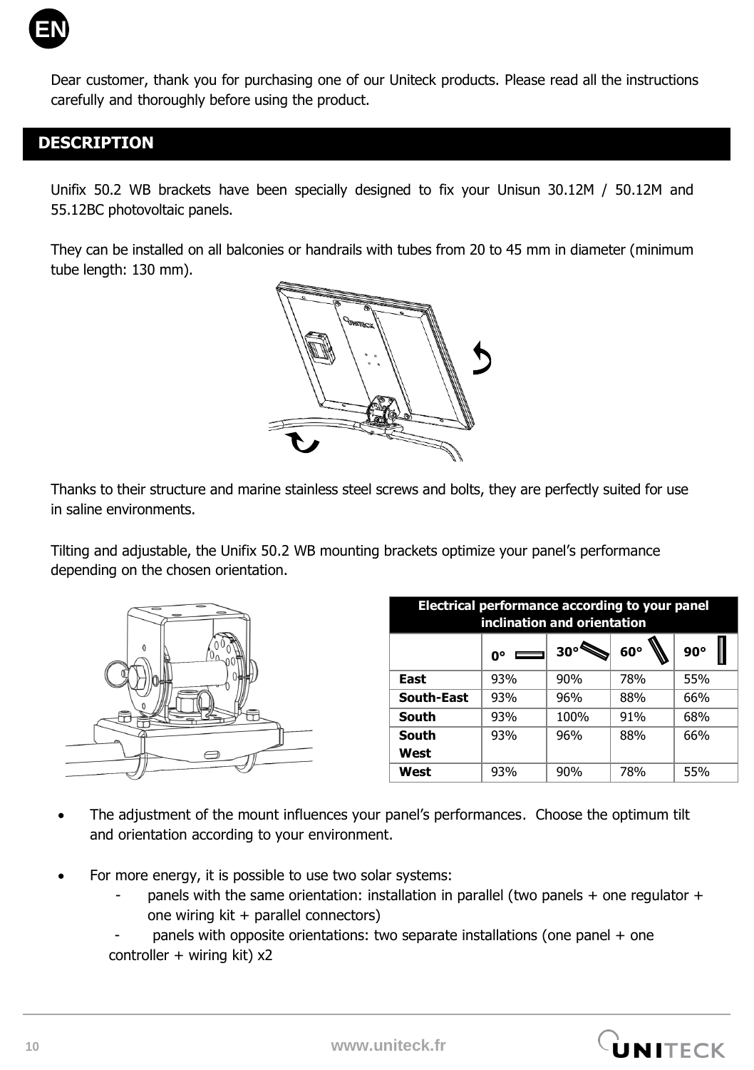EN

Dear customer, thank you for purchasing one of our Uniteck products. Please read all the instructions carefully and thoroughly before using the product.

## DESCRIPTION

Unifix 50.2 WB brackets have been specially designed to fix your Unisun 30.12M / 50.12M and 55.12BC photovoltaic panels.

They can be installed on all balconies or handrails with tubes from 20 to 45 mm in diameter (minimum tube length: 130 mm).

Thanks to their structure and marine stainless steel screws and bolts, they are perfectly suited for use in saline environments.

Tilting and adjustable, the Unifix 50.2 WB mounting brackets optimize your panel's performance depending on the chosen orientation.

| Electrical performance according to your panel inclination and orientation | | | | |
|---|---|---|---|---|
| | **0°** | **30°** | **60°** | **90°** |
| **East** | 93% | 90% | 78% | 55% |
| **South-East** | 93% | 96% | 88% | 66% |
| **South** | 93% | 100% | 91% | 68% |
| **South West** | 93% | 96% | 88% | 66% |
| **West** | 93% | 90% | 78% | 55% |

- The adjustment of the mount influences your panel's performances. Choose the optimum tilt and orientation according to your environment.

- For more energy, it is possible to use two solar systems:
  - panels with the same orientation: installation in parallel (two panels + one regulator + one wiring kit + parallel connectors)
  - panels with opposite orientations: two separate installations (one panel + one controller + wiring kit) x2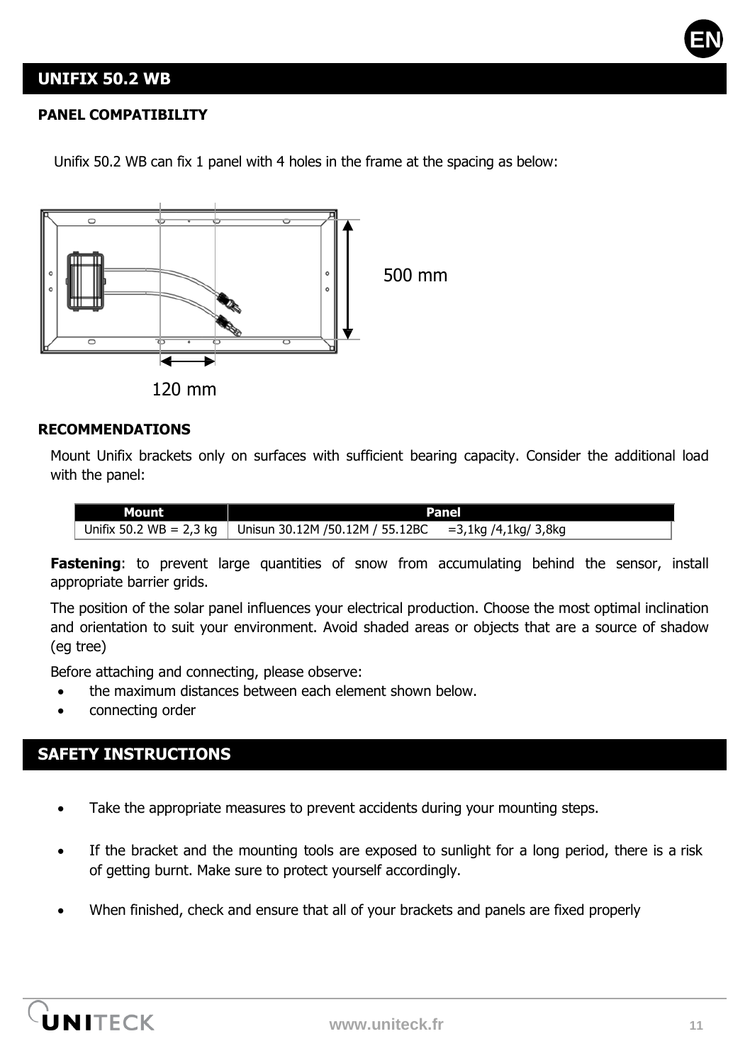EN

# UNIFIX 50.2 WB

### PANEL COMPATIBILITY

Unifix 50.2 WB can fix 1 panel with 4 holes in the frame at the spacing as below:

500 mm

120 mm

### RECOMMENDATIONS

Mount Unifix brackets only on surfaces with sufficient bearing capacity. Consider the additional load with the panel:

| Mount | Panel |
|---|---|
| Unifix 50.2 WB = 2,3 kg | Unisun 30.12M /50.12M / 55.12BC =3,1kg /4,1kg/ 3,8kg |

**Fastening**: to prevent large quantities of snow from accumulating behind the sensor, install appropriate barrier grids.

The position of the solar panel influences your electrical production. Choose the most optimal inclination and orientation to suit your environment. Avoid shaded areas or objects that are a source of shadow (eg tree)

Before attaching and connecting, please observe:

- the maximum distances between each element shown below.
- connecting order

# SAFETY INSTRUCTIONS

- Take the appropriate measures to prevent accidents during your mounting steps.
- If the bracket and the mounting tools are exposed to sunlight for a long period, there is a risk of getting burnt. Make sure to protect yourself accordingly.
- When finished, check and ensure that all of your brackets and panels are fixed properly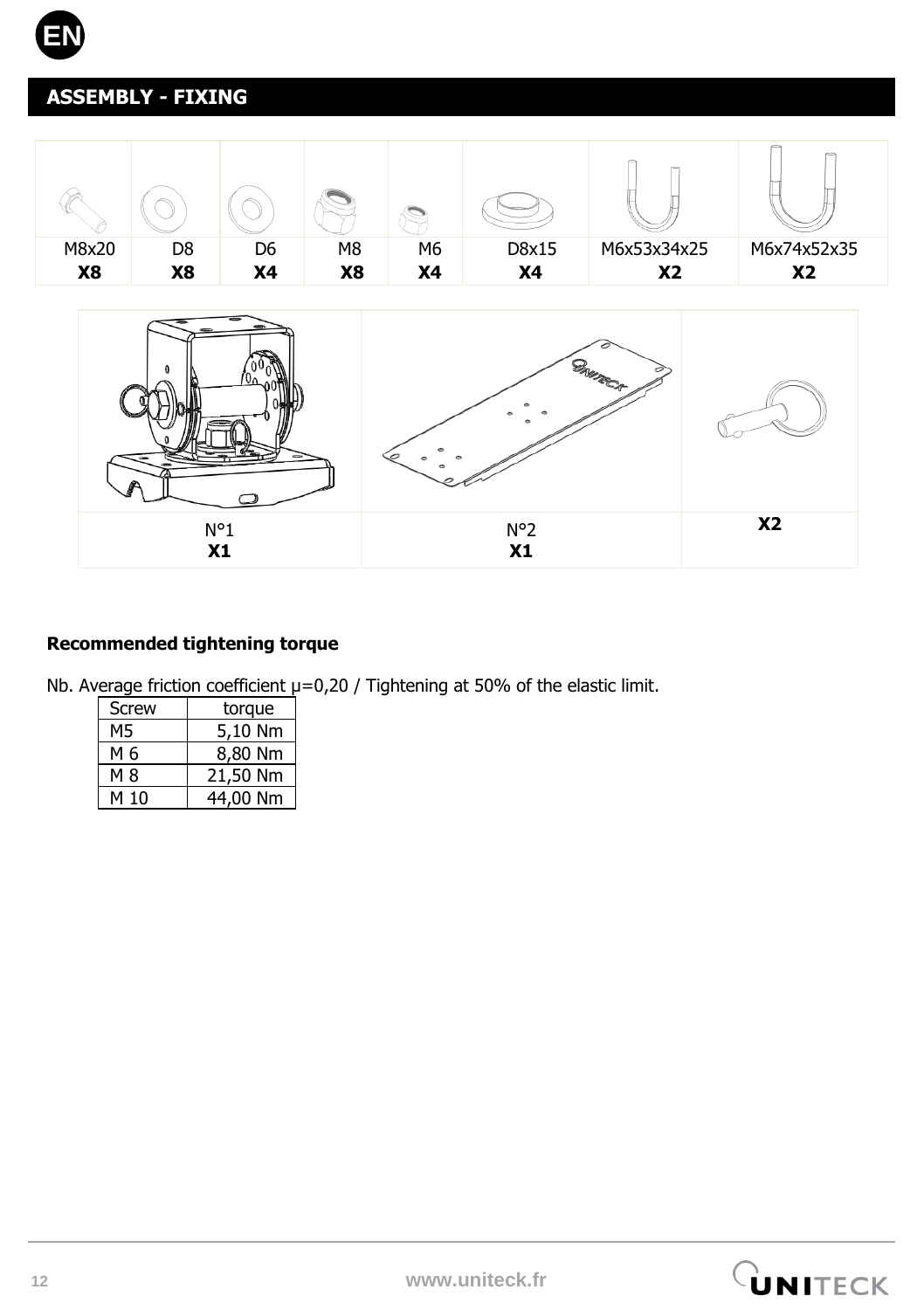## ASSEMBLY - FIXING

| M8x20 | D8 | D6 | M8 | M6 | D8x15 | M6x53x34x25 | M6x74x52x35 |
|---|---|---|---|---|---|---|---|
| **X8** | **X8** | **X4** | **X8** | **X4** | **X4** | **X2** | **X2** |

| N°1 | N°2 | |
|---|---|---|
| **X1** | **X1** | **X2** |

**Recommended tightening torque**

Nb. Average friction coefficient µ=0,20 / Tightening at 50% of the elastic limit.

| Screw | torque |
|---|---|
| M5 | 5,10 Nm |
| M 6 | 8,80 Nm |
| M 8 | 21,50 Nm |
| M 10 | 44,00 Nm |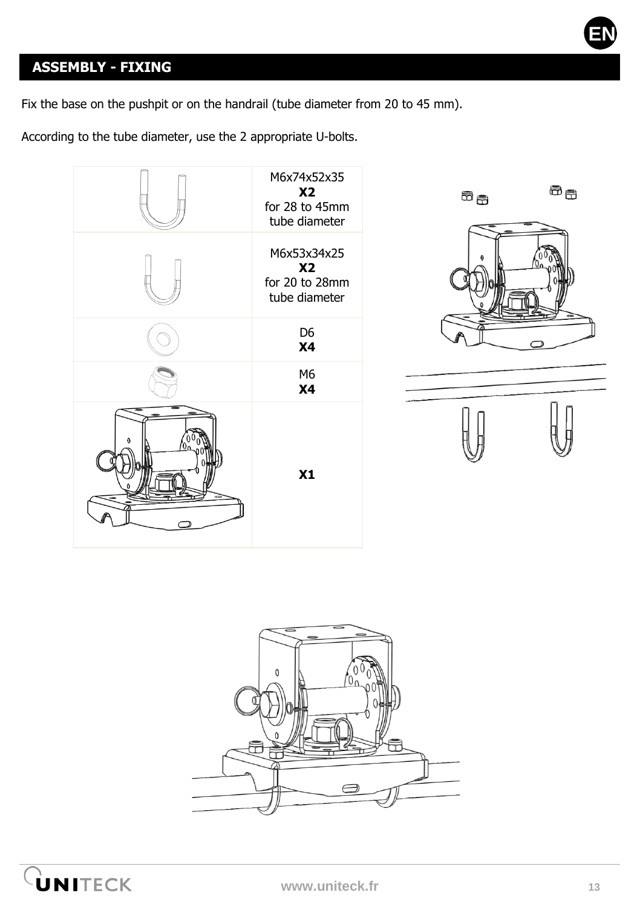## ASSEMBLY - FIXING

Fix the base on the pushpit or on the handrail (tube diameter from 20 to 45 mm).

According to the tube diameter, use the 2 appropriate U-bolts.

| | |
|---|---|
| | M6x74x52x35 **X2** for 28 to 45mm tube diameter |
| | M6x53x34x25 **X2** for 20 to 28mm tube diameter |
| | D6 **X4** |
| | M6 **X4** |
| | **X1** |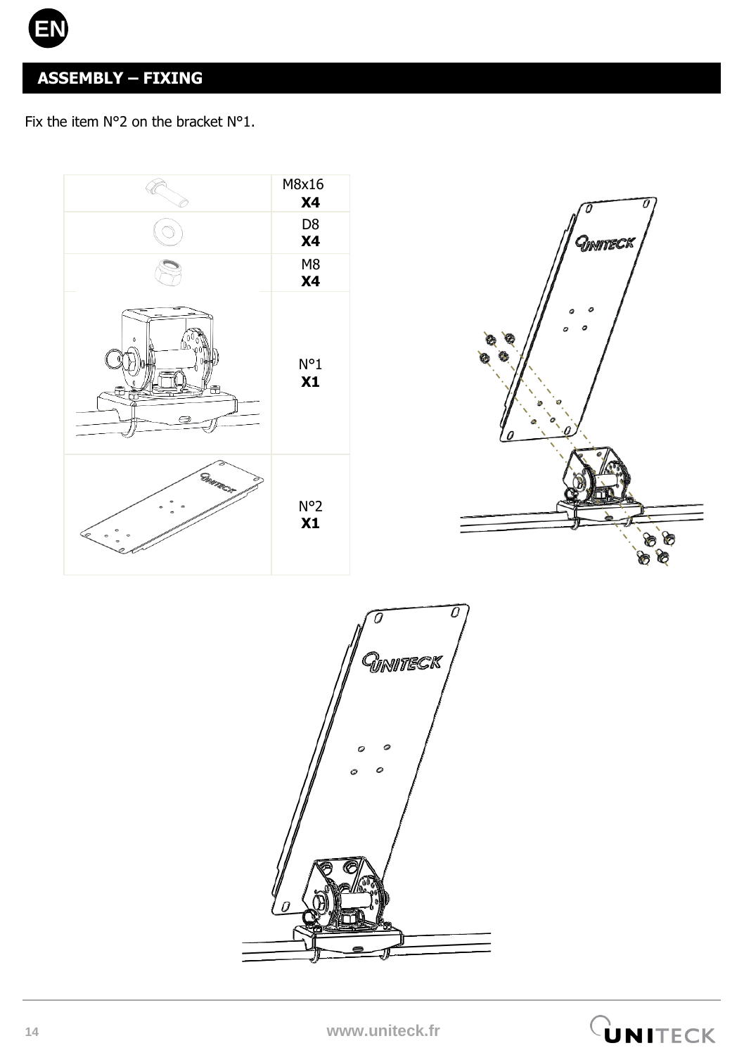EN

## ASSEMBLY – FIXING

Fix the item N°2 on the bracket N°1.

| | |
|---|---|
| | M8x16 **X4** |
| | D8 **X4** |
| | M8 **X4** |
| | N°1 **X1** |
| | N°2 **X1** |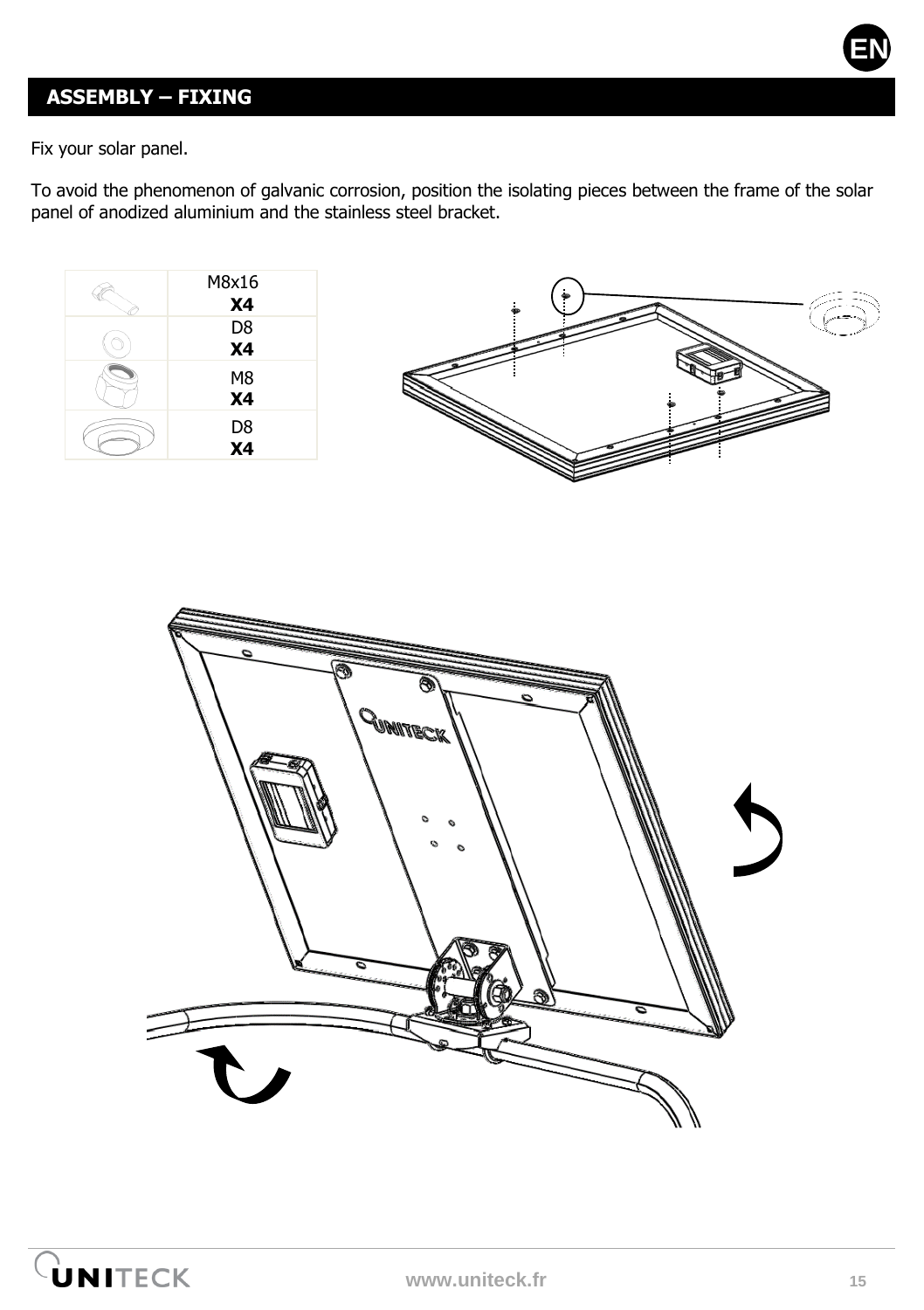## ASSEMBLY – FIXING

Fix your solar panel.

To avoid the phenomenon of galvanic corrosion, position the isolating pieces between the frame of the solar panel of anodized aluminium and the stainless steel bracket.

| | |
|---|---|
| | M8x16 **X4** |
| | D8 **X4** |
| | M8 **X4** |
| | D8 **X4** |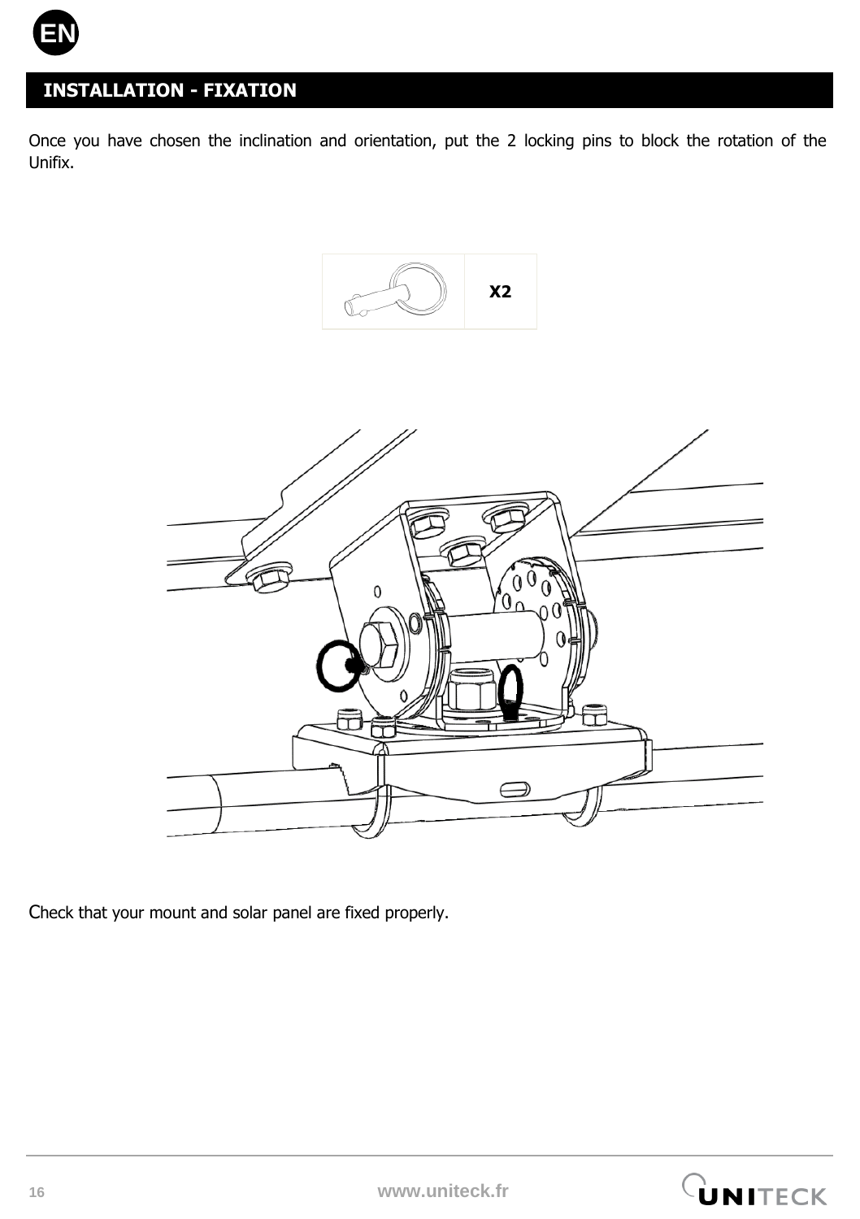## INSTALLATION - FIXATION

Once you have chosen the inclination and orientation, put the 2 locking pins to block the rotation of the Unifix.

|  | X2 |
|---|---|

Check that your mount and solar panel are fixed properly.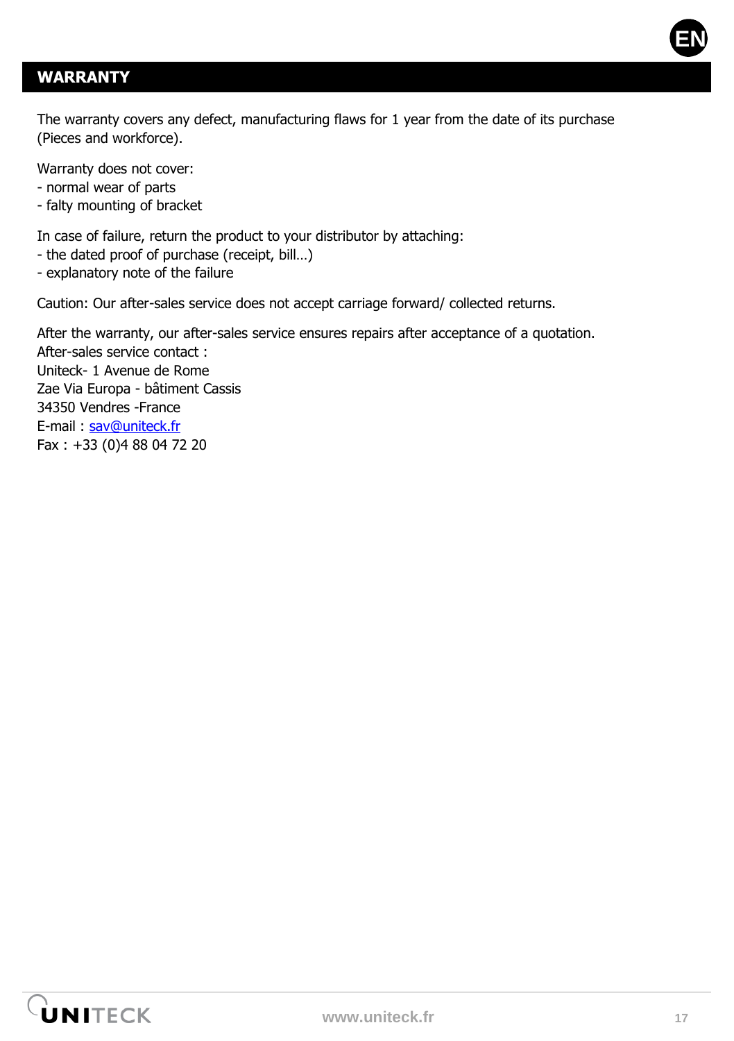## WARRANTY

The warranty covers any defect, manufacturing flaws for 1 year from the date of its purchase (Pieces and workforce).

Warranty does not cover:
- normal wear of parts
- falty mounting of bracket

In case of failure, return the product to your distributor by attaching:
- the dated proof of purchase (receipt, bill…)
- explanatory note of the failure

Caution: Our after-sales service does not accept carriage forward/ collected returns.

After the warranty, our after-sales service ensures repairs after acceptance of a quotation.
After-sales service contact :
Uniteck- 1 Avenue de Rome
Zae Via Europa - bâtiment Cassis
34350 Vendres -France
E-mail : sav@uniteck.fr
Fax : +33 (0)4 88 04 72 20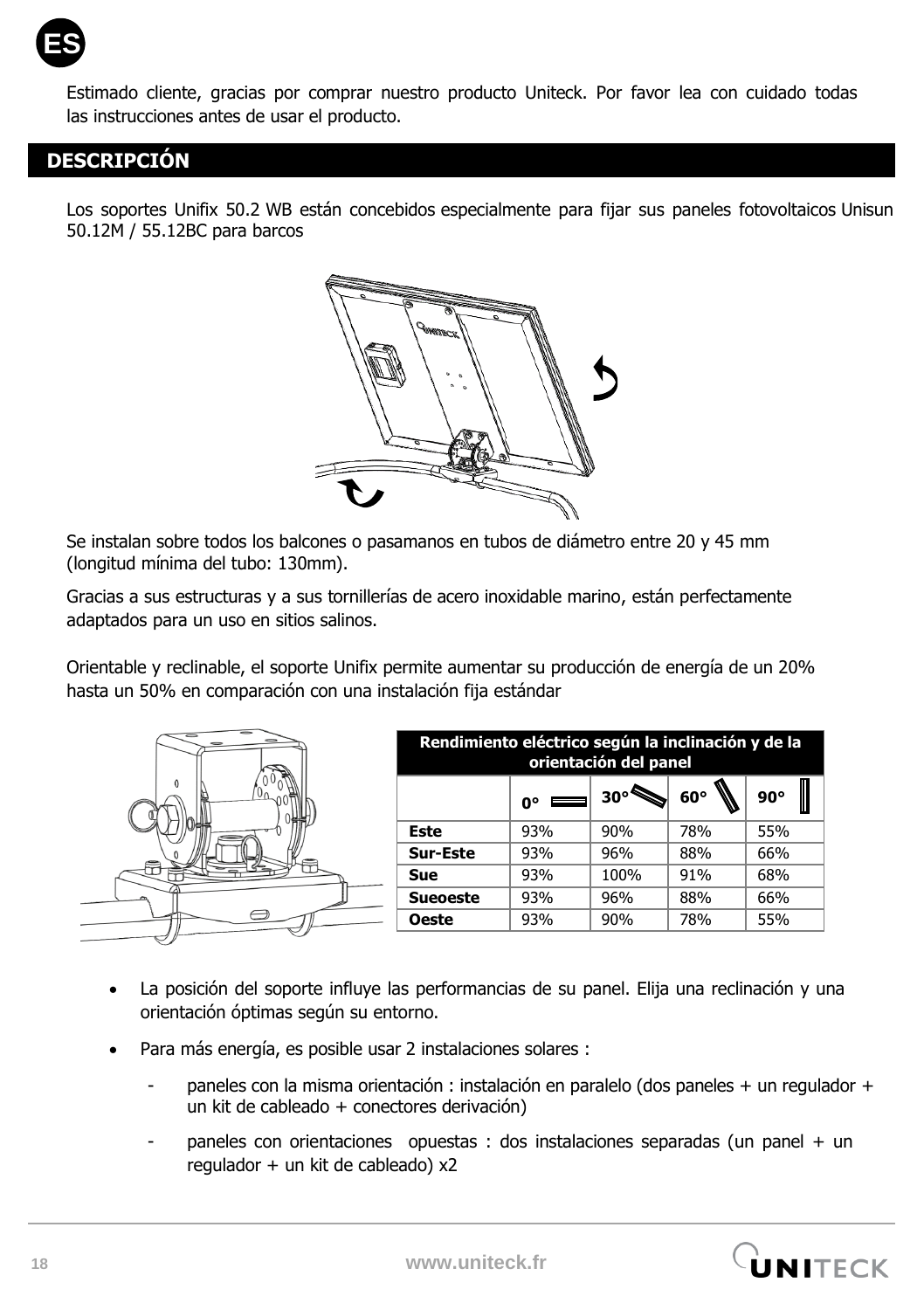Estimado cliente, gracias por comprar nuestro producto Uniteck. Por favor lea con cuidado todas las instrucciones antes de usar el producto.

## DESCRIPCIÓN

Los soportes Unifix 50.2 WB están concebidos especialmente para fijar sus paneles fotovoltaicos Unisun 50.12M / 55.12BC para barcos

Se instalan sobre todos los balcones o pasamanos en tubos de diámetro entre 20 y 45 mm (longitud mínima del tubo: 130mm).

Gracias a sus estructuras y a sus tornillerías de acero inoxidable marino, están perfectamente adaptados para un uso en sitios salinos.

Orientable y reclinable, el soporte Unifix permite aumentar su producción de energía de un 20% hasta un 50% en comparación con una instalación fija estándar

| Rendimiento eléctrico según la inclinación y de la orientación del panel | | | | |
|---|---|---|---|---|
| | 0° | 30° | 60° | 90° |
| **Este** | 93% | 90% | 78% | 55% |
| **Sur-Este** | 93% | 96% | 88% | 66% |
| **Sue** | 93% | 100% | 91% | 68% |
| **Sueoeste** | 93% | 96% | 88% | 66% |
| **Oeste** | 93% | 90% | 78% | 55% |

- La posición del soporte influye las performancias de su panel. Elija una reclinación y una orientación óptimas según su entorno.
- Para más energía, es posible usar 2 instalaciones solares :
  - paneles con la misma orientación : instalación en paralelo (dos paneles + un regulador + un kit de cableado + conectores derivación)
  - paneles con orientaciones opuestas : dos instalaciones separadas (un panel + un regulador + un kit de cableado) x2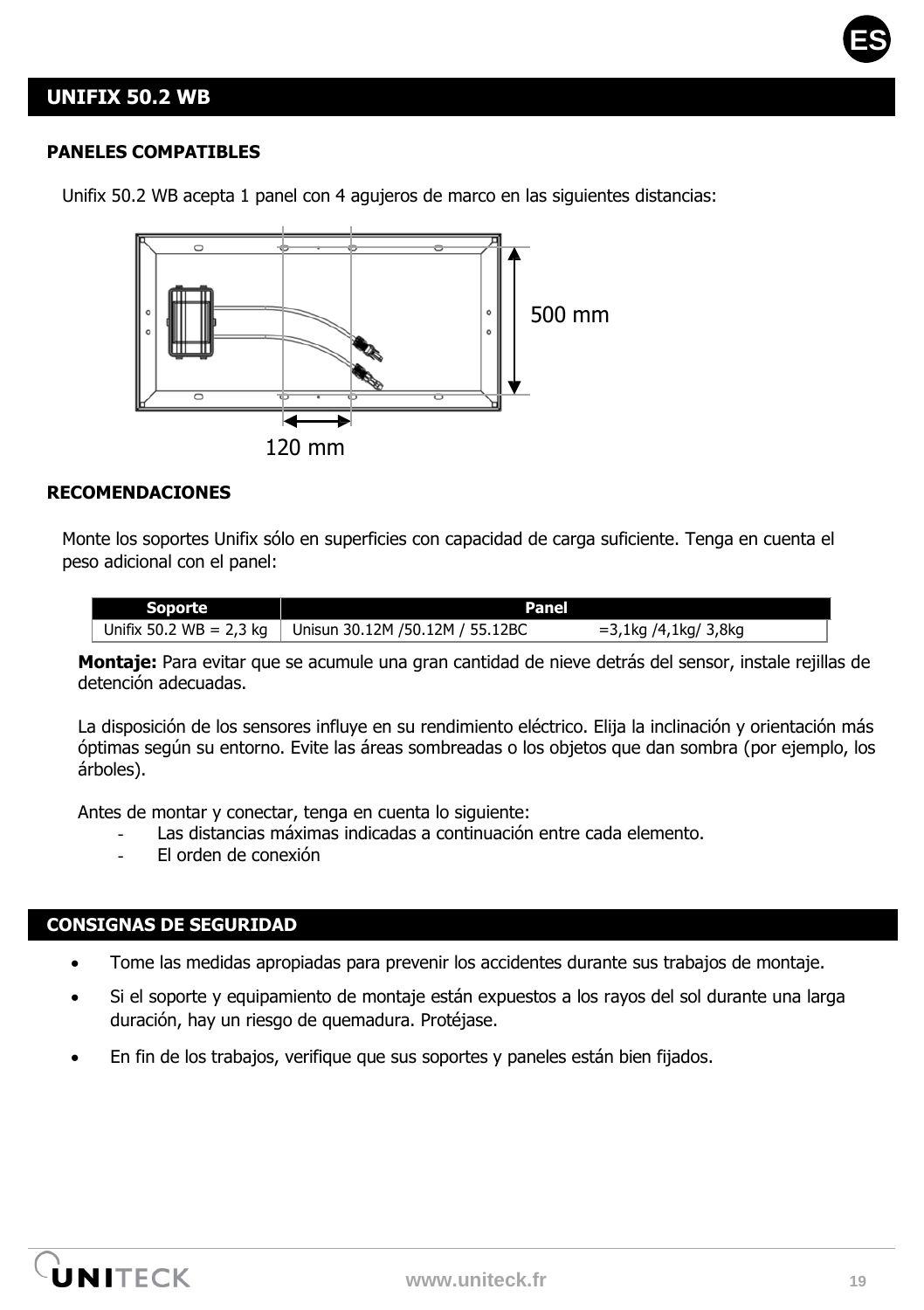# UNIFIX 50.2 WB

### PANELES COMPATIBLES

Unifix 50.2 WB acepta 1 panel con 4 agujeros de marco en las siguientes distancias:

500 mm

120 mm

### RECOMENDACIONES

Monte los soportes Unifix sólo en superficies con capacidad de carga suficiente. Tenga en cuenta el peso adicional con el panel:

| Soporte | Panel | |
|---|---|---|
| Unifix 50.2 WB = 2,3 kg | Unisun 30.12M /50.12M / 55.12BC | =3,1kg /4,1kg/ 3,8kg |

**Montaje:** Para evitar que se acumule una gran cantidad de nieve detrás del sensor, instale rejillas de detención adecuadas.

La disposición de los sensores influye en su rendimiento eléctrico. Elija la inclinación y orientación más óptimas según su entorno. Evite las áreas sombreadas o los objetos que dan sombra (por ejemplo, los árboles).

Antes de montar y conectar, tenga en cuenta lo siguiente:
- Las distancias máximas indicadas a continuación entre cada elemento.
- El orden de conexión

## CONSIGNAS DE SEGURIDAD

- Tome las medidas apropiadas para prevenir los accidentes durante sus trabajos de montaje.
- Si el soporte y equipamiento de montaje están expuestos a los rayos del sol durante una larga duración, hay un riesgo de quemadura. Protéjase.
- En fin de los trabajos, verifique que sus soportes y paneles están bien fijados.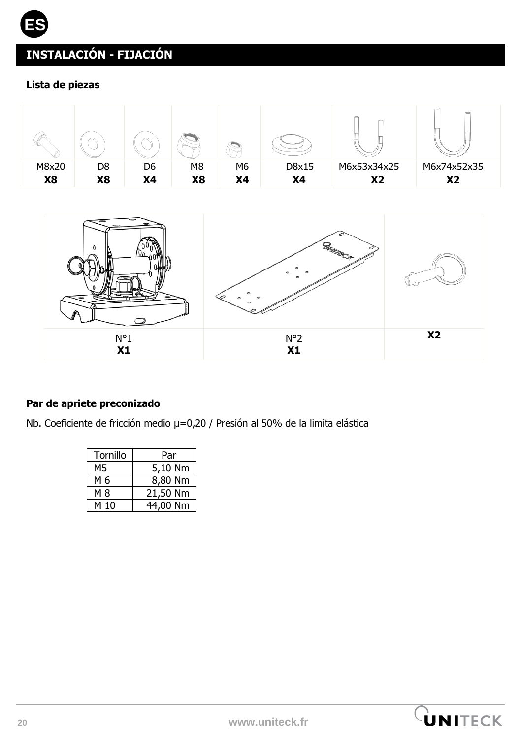## INSTALACIÓN - FIJACIÓN

**Lista de piezas**

| M8x20 | D8 | D6 | M8 | M6 | D8x15 | M6x53x34x25 | M6x74x52x35 |
|---|---|---|---|---|---|---|---|
| **X8** | **X8** | **X4** | **X8** | **X4** | **X4** | **X2** | **X2** |

| N°1 | N°2 | |
|---|---|---|
| **X1** | **X1** | **X2** |

**Par de apriete preconizado**

Nb. Coeficiente de fricción medio μ=0,20 / Presión al 50% de la limita elástica

| Tornillo | Par |
|---|---|
| M5 | 5,10 Nm |
| M 6 | 8,80 Nm |
| M 8 | 21,50 Nm |
| M 10 | 44,00 Nm |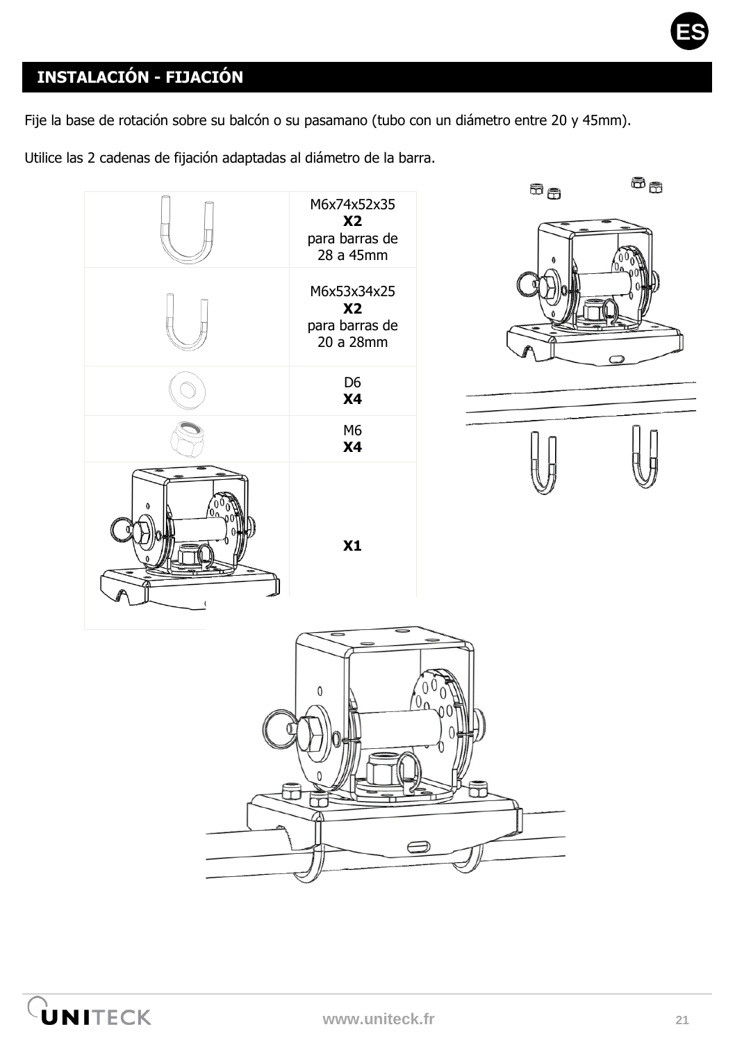## INSTALACIÓN - FIJACIÓN

Fije la base de rotación sobre su balcón o su pasamano (tubo con un diámetro entre 20 y 45mm).

Utilice las 2 cadenas de fijación adaptadas al diámetro de la barra.

| | |
|---|---|
| | M6x74x52x35 **X2** para barras de 28 a 45mm |
| | M6x53x34x25 **X2** para barras de 20 a 28mm |
| | D6 **X4** |
| | M6 **X4** |
| | **X1** |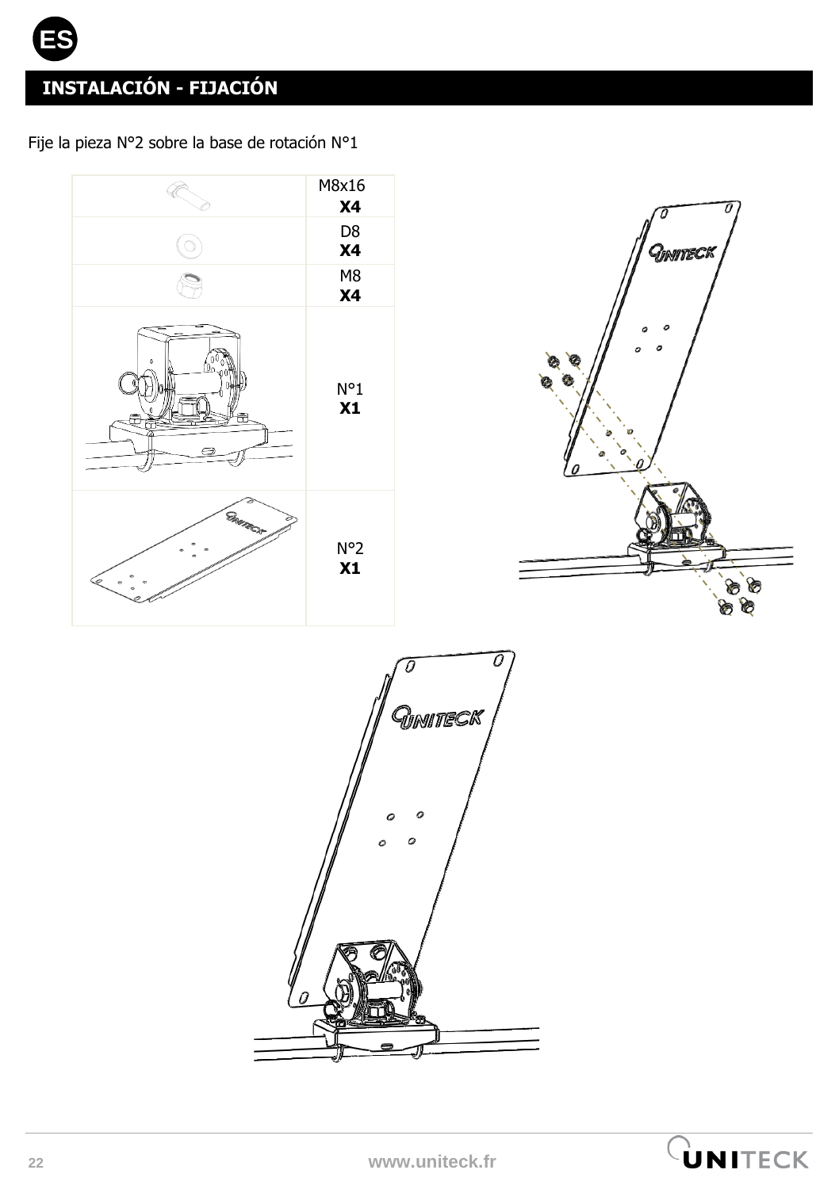## INSTALACIÓN - FIJACIÓN

Fije la pieza N°2 sobre la base de rotación N°1

| | |
|---|---|
| | M8x16 **X4** |
| | D8 **X4** |
| | M8 **X4** |
| | N°1 **X1** |
| | N°2 **X1** |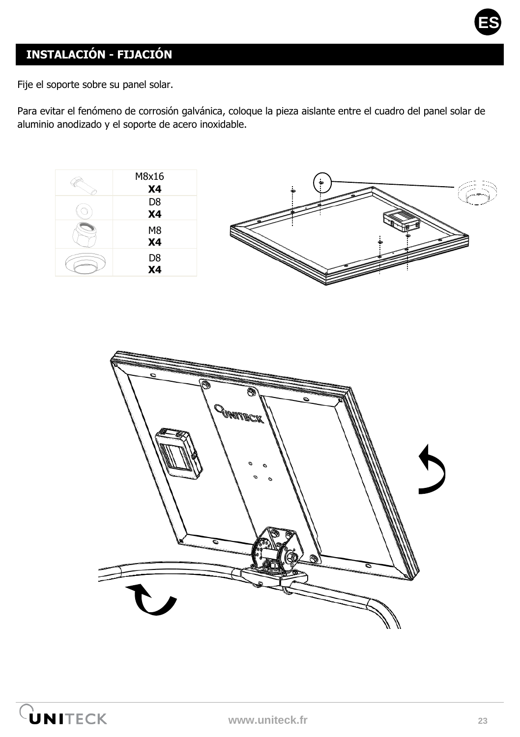## INSTALACIÓN - FIJACIÓN

Fije el soporte sobre su panel solar.

Para evitar el fenómeno de corrosión galvánica, coloque la pieza aislante entre el cuadro del panel solar de aluminio anodizado y el soporte de acero inoxidable.

| | |
|---|---|
| | M8x16 **X4** |
| | D8 **X4** |
| | M8 **X4** |
| | D8 **X4** |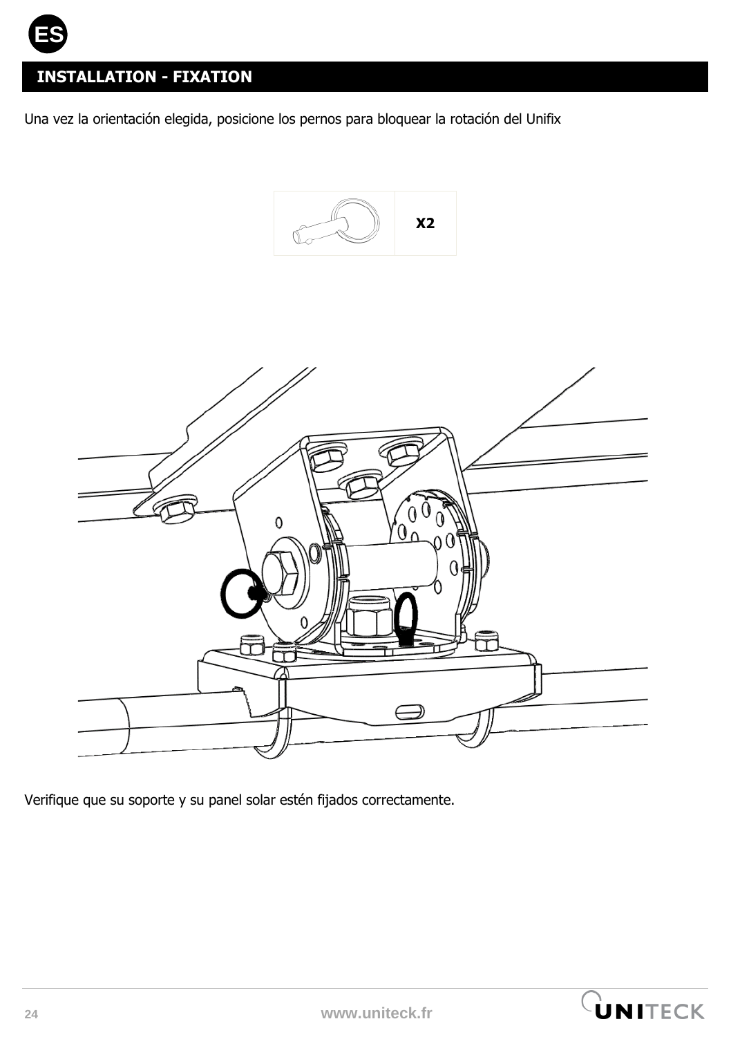## INSTALLATION - FIXATION

Una vez la orientación elegida, posicione los pernos para bloquear la rotación del Unifix

| | X2 |
|---|---|

Verifique que su soporte y su panel solar estén fijados correctamente.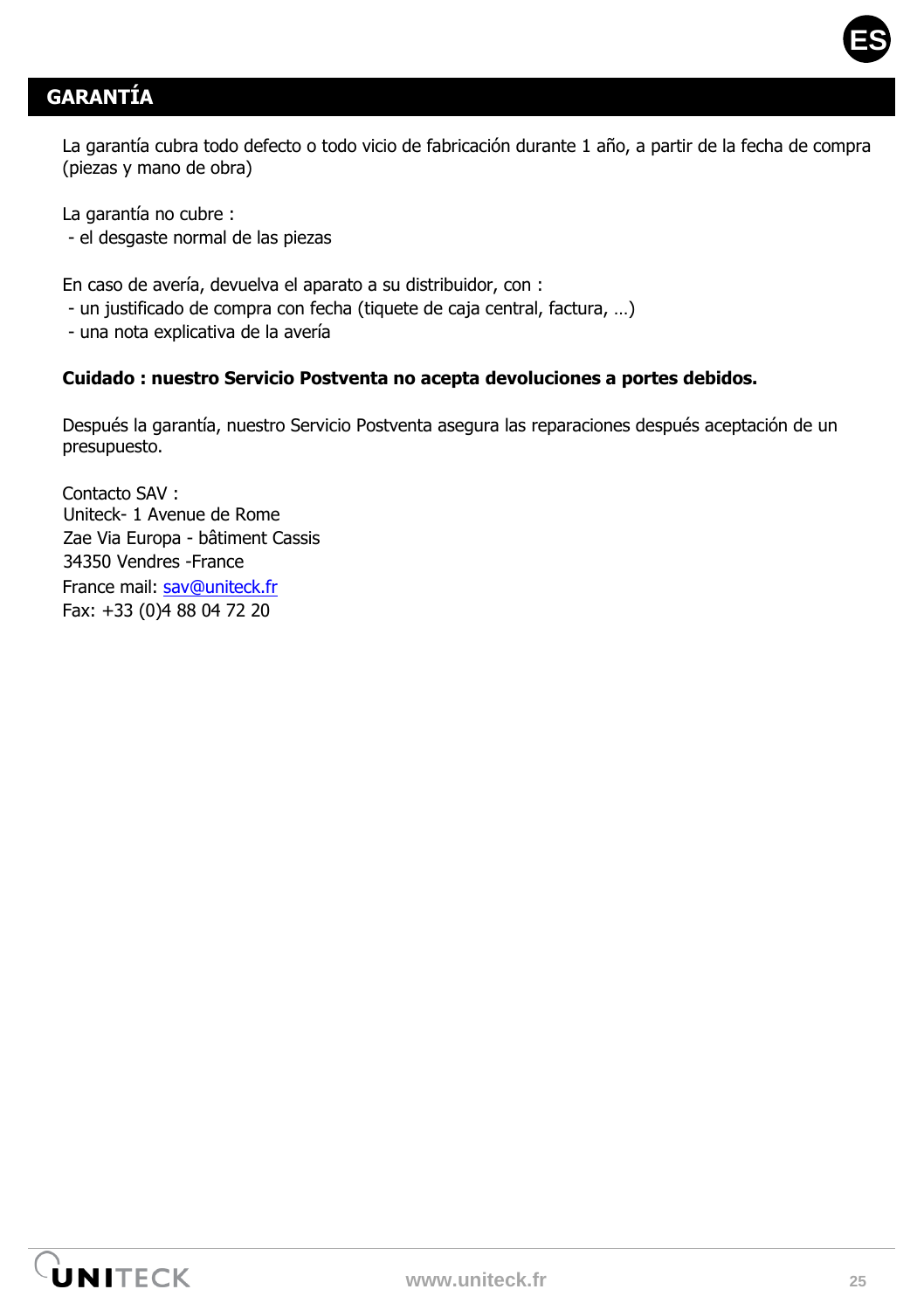## GARANTÍA

La garantía cubra todo defecto o todo vicio de fabricación durante 1 año, a partir de la fecha de compra (piezas y mano de obra)

La garantía no cubre :
- el desgaste normal de las piezas

En caso de avería, devuelva el aparato a su distribuidor, con :
- un justificado de compra con fecha (tiquete de caja central, factura, …)
- una nota explicativa de la avería

**Cuidado : nuestro Servicio Postventa no acepta devoluciones a portes debidos.**

Después la garantía, nuestro Servicio Postventa asegura las reparaciones después aceptación de un presupuesto.

Contacto SAV :
Uniteck- 1 Avenue de Rome
Zae Via Europa - bâtiment Cassis
34350 Vendres -France
France mail: sav@uniteck.fr
Fax: +33 (0)4 88 04 72 20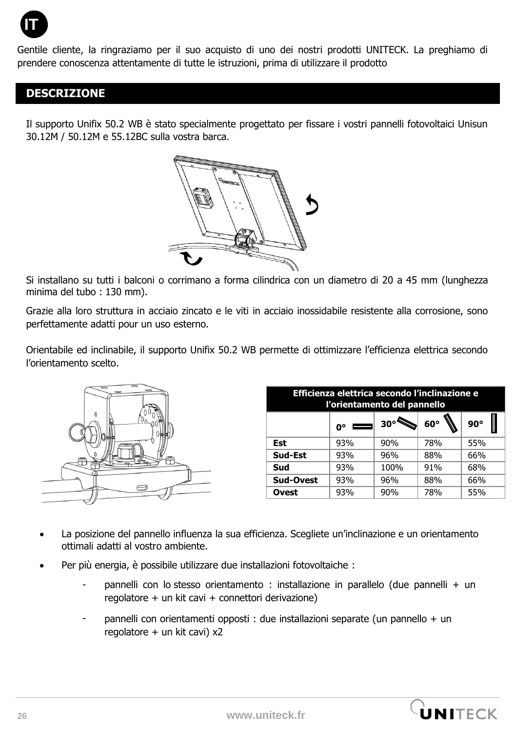IT

Gentile cliente, la ringraziamo per il suo acquisto di uno dei nostri prodotti UNITECK. La preghiamo di prendere conoscenza attentamente di tutte le istruzioni, prima di utilizzare il prodotto

## DESCRIZIONE

Il supporto Unifix 50.2 WB è stato specialmente progettato per fissare i vostri pannelli fotovoltaici Unisun 30.12M / 50.12M e 55.12BC sulla vostra barca.

Si installano su tutti i balconi o corrimano a forma cilindrica con un diametro di 20 a 45 mm (lunghezza minima del tubo : 130 mm).

Grazie alla loro struttura in acciaio zincato e le viti in acciaio inossidabile resistente alla corrosione, sono perfettamente adatti pour un uso esterno.

Orientabile ed inclinabile, il supporto Unifix 50.2 WB permette di ottimizzare l'efficienza elettrica secondo l'orientamento scelto.

| Efficienza elettrica secondo l'inclinazione e l'orientamento del pannello | | | | |
|---|---|---|---|---|
| | **0°** | **30°** | **60°** | **90°** |
| **Est** | 93% | 90% | 78% | 55% |
| **Sud-Est** | 93% | 96% | 88% | 66% |
| **Sud** | 93% | 100% | 91% | 68% |
| **Sud-Ovest** | 93% | 96% | 88% | 66% |
| **Ovest** | 93% | 90% | 78% | 55% |

- La posizione del pannello influenza la sua efficienza. Scegliete un'inclinazione e un orientamento ottimali adatti al vostro ambiente.
- Per più energia, è possibile utilizzare due installazioni fotovoltaiche :
  - pannelli con lo stesso orientamento : installazione in parallelo (due pannelli + un regolatore + un kit cavi + connettori derivazione)
  - pannelli con orientamenti opposti : due installazioni separate (un pannello + un regolatore + un kit cavi) x2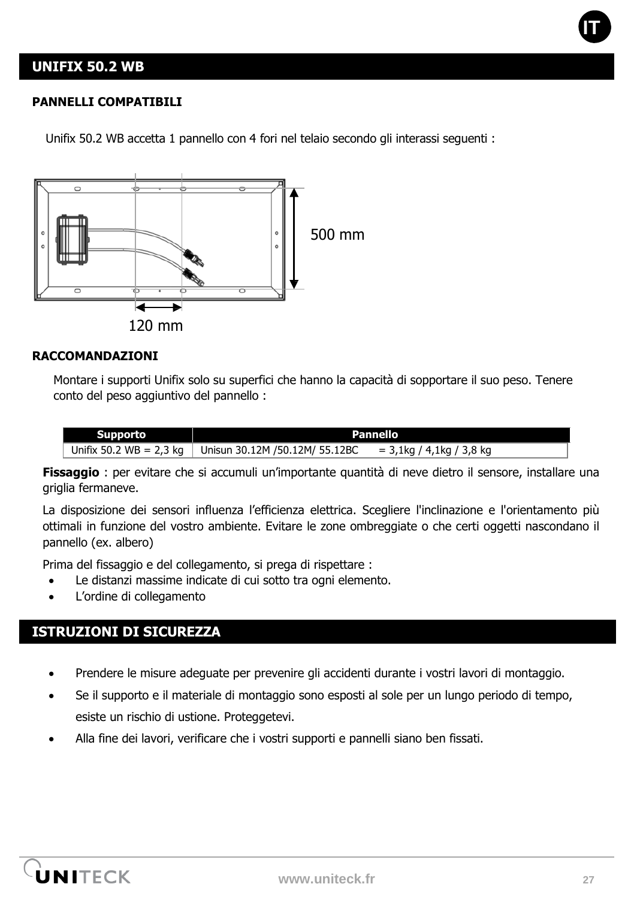## UNIFIX 50.2 WB

### PANNELLI COMPATIBILI

Unifix 50.2 WB accetta 1 pannello con 4 fori nel telaio secondo gli interassi seguenti :

500 mm

120 mm

### RACCOMANDAZIONI

Montare i supporti Unifix solo su superfici che hanno la capacità di sopportare il suo peso. Tenere conto del peso aggiuntivo del pannello :

| Supporto | Pannello |
|---|---|
| Unifix 50.2 WB = 2,3 kg | Unisun 30.12M /50.12M/ 55.12BC = 3,1kg / 4,1kg / 3,8 kg |

**Fissaggio** : per evitare che si accumuli un'importante quantità di neve dietro il sensore, installare una griglia fermaneve.

La disposizione dei sensori influenza l'efficienza elettrica. Scegliere l'inclinazione e l'orientamento più ottimali in funzione del vostro ambiente. Evitare le zone ombreggiate o che certi oggetti nascondano il pannello (ex. albero)

Prima del fissaggio e del collegamento, si prega di rispettare :

- Le distanzi massime indicate di cui sotto tra ogni elemento.
- L'ordine di collegamento

## ISTRUZIONI DI SICUREZZA

- Prendere le misure adeguate per prevenire gli accidenti durante i vostri lavori di montaggio.
- Se il supporto e il materiale di montaggio sono esposti al sole per un lungo periodo di tempo, esiste un rischio di ustione. Proteggetevi.
- Alla fine dei lavori, verificare che i vostri supporti e pannelli siano ben fissati.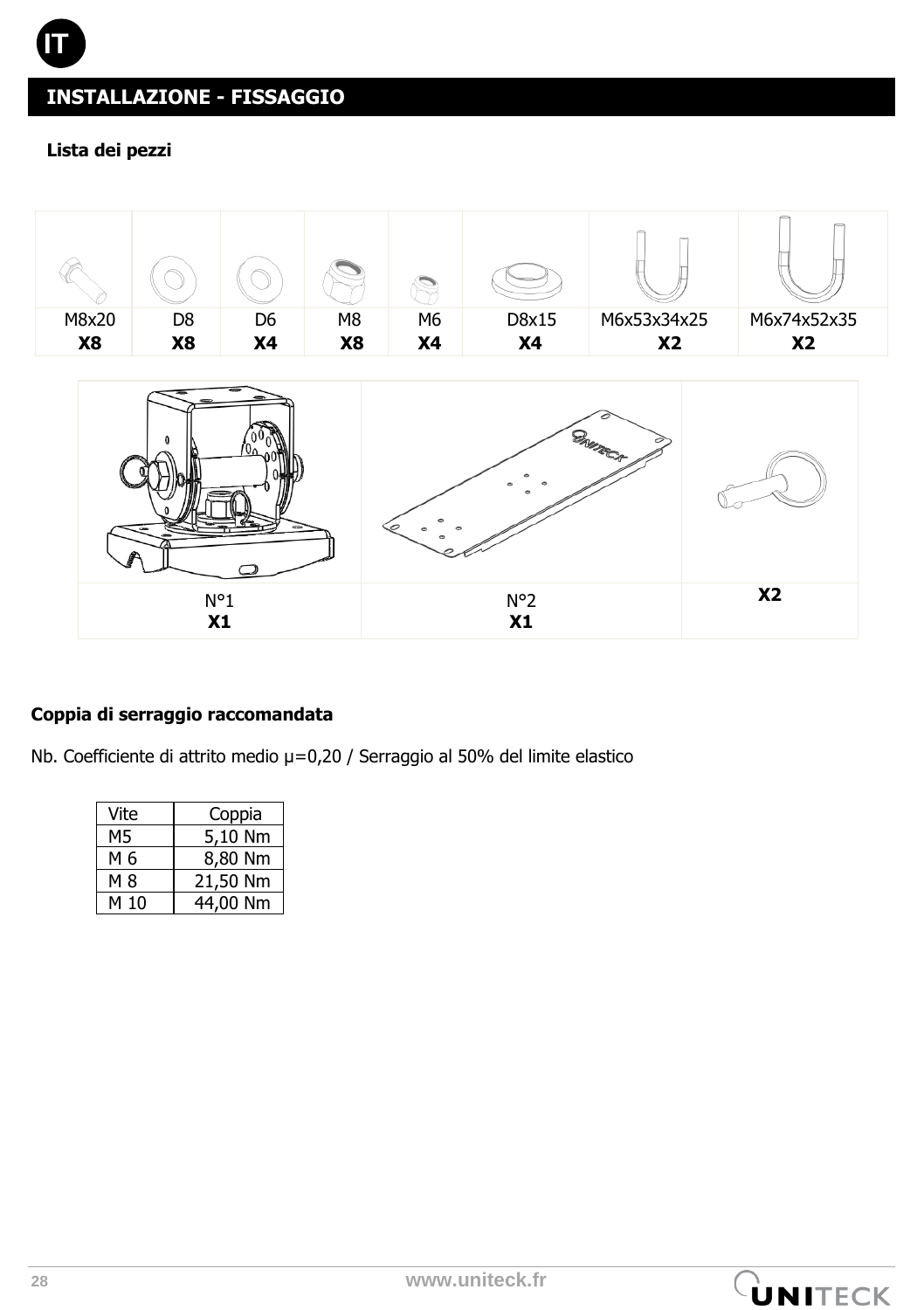IT

## INSTALLAZIONE - FISSAGGIO

### Lista dei pezzi

| M8x20 | D8 | D6 | M8 | M6 | D8x15 | M6x53x34x25 | M6x74x52x35 |
|---|---|---|---|---|---|---|---|
| **X8** | **X8** | **X4** | **X8** | **X4** | **X4** | **X2** | **X2** |

| N°1 | N°2 | |
|---|---|---|
| **X1** | **X1** | **X2** |

### Coppia di serraggio raccomandata

Nb. Coefficiente di attrito medio μ=0,20 / Serraggio al 50% del limite elastico

| Vite | Coppia |
|---|---|
| M5 | 5,10 Nm |
| M 6 | 8,80 Nm |
| M 8 | 21,50 Nm |
| M 10 | 44,00 Nm |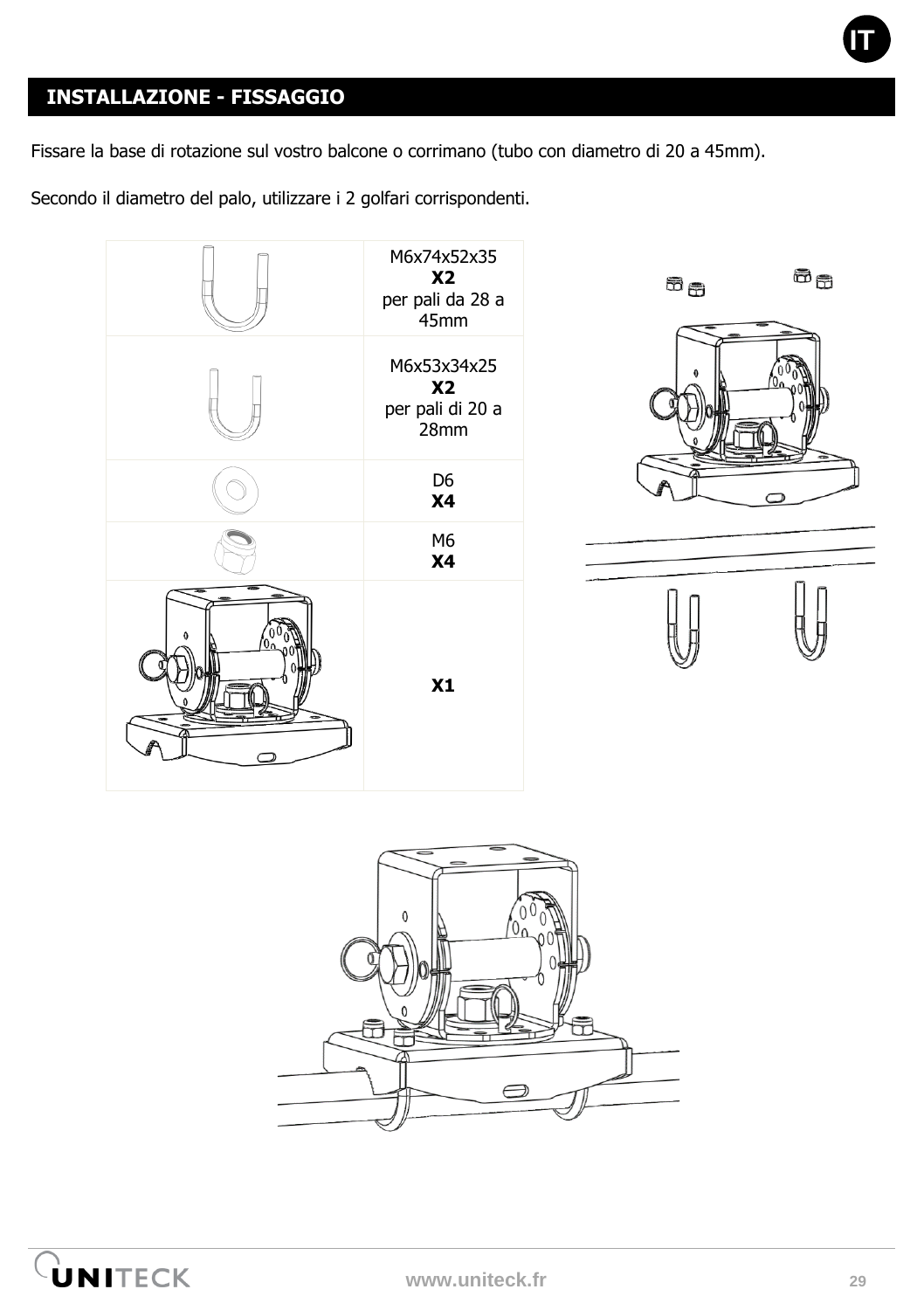## INSTALLAZIONE - FISSAGGIO

Fissare la base di rotazione sul vostro balcone o corrimano (tubo con diametro di 20 a 45mm).

Secondo il diametro del palo, utilizzare i 2 golfari corrispondenti.

| | |
|---|---|
| | M6x74x52x35<br>**X2**<br>per pali da 28 a 45mm |
| | M6x53x34x25<br>**X2**<br>per pali di 20 a 28mm |
| | D6<br>**X4** |
| | M6<br>**X4** |
| | **X1** |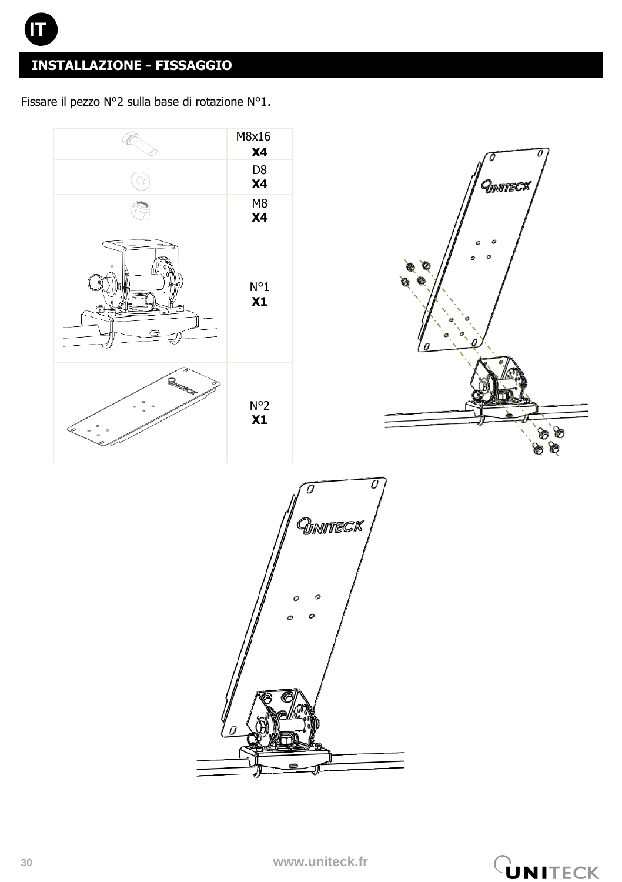# INSTALLAZIONE - FISSAGGIO

Fissare il pezzo N°2 sulla base di rotazione N°1.

| | |
|---|---|
| | M8x16 **X4** |
| | D8 **X4** |
| | M8 **X4** |
| | N°1 **X1** |
| | N°2 **X1** |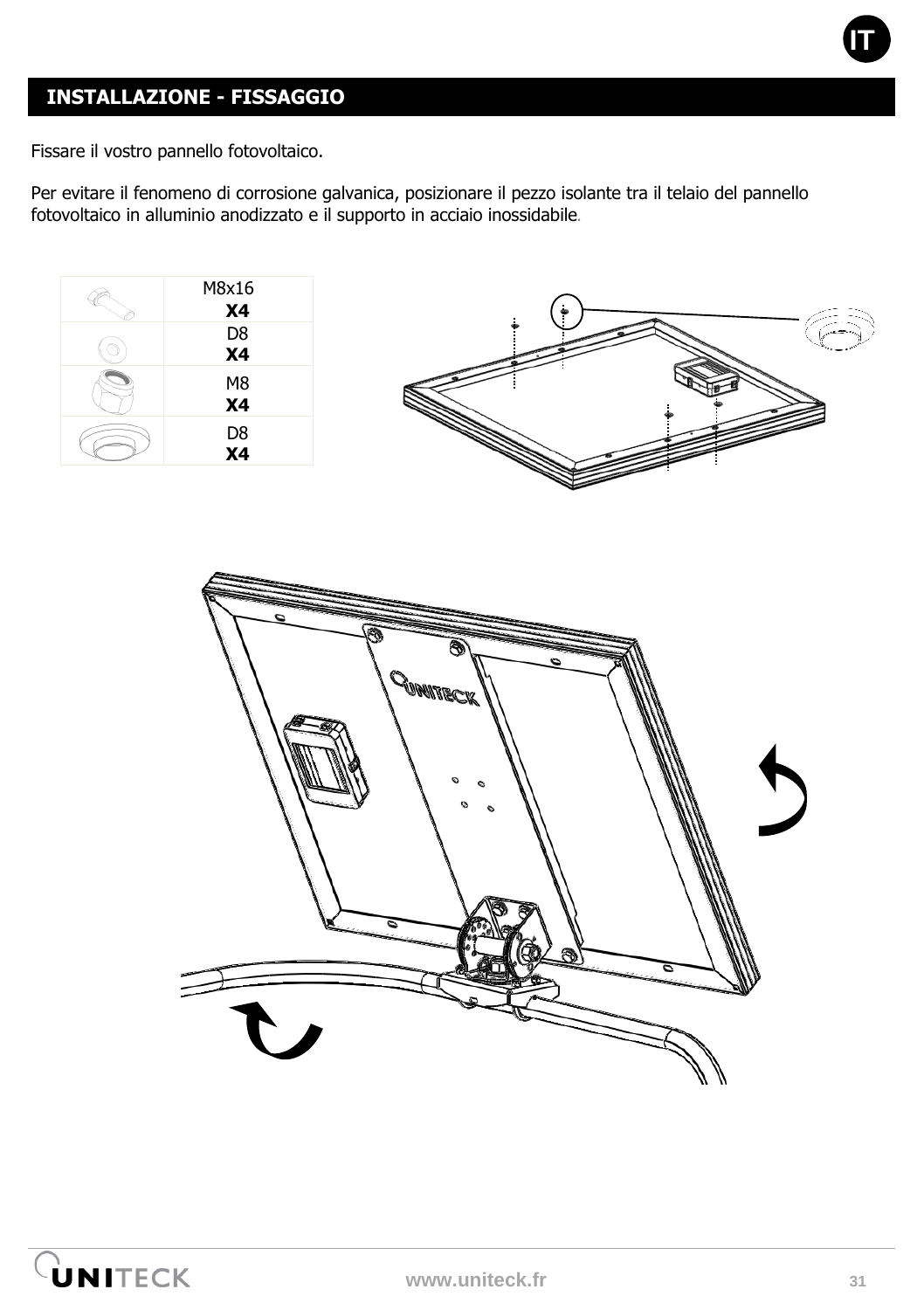## INSTALLAZIONE - FISSAGGIO

Fissare il vostro pannello fotovoltaico.

Per evitare il fenomeno di corrosione galvanica, posizionare il pezzo isolante tra il telaio del pannello fotovoltaico in alluminio anodizzato e il supporto in acciaio inossidabile.

| | |
|---|---|
| | M8x16 **X4** |
| | D8 **X4** |
| | M8 **X4** |
| | D8 **X4** |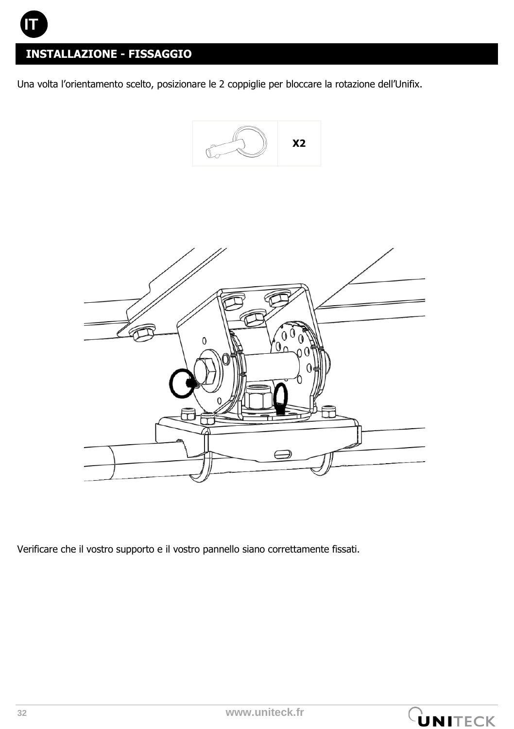## INSTALLAZIONE - FISSAGGIO

Una volta l'orientamento scelto, posizionare le 2 coppiglie per bloccare la rotazione dell'Unifix.

X2

Verificare che il vostro supporto e il vostro pannello siano correttamente fissati.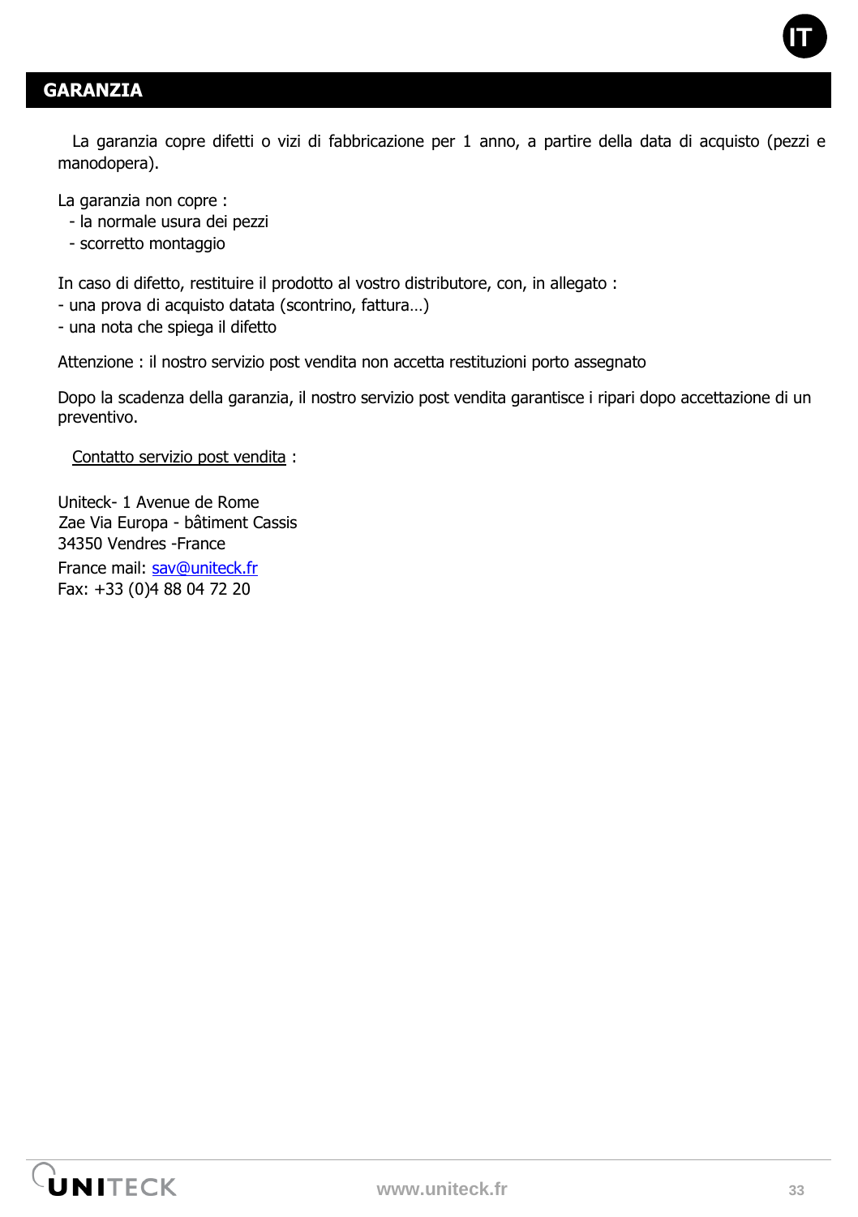## GARANZIA

La garanzia copre difetti o vizi di fabbricazione per 1 anno, a partire della data di acquisto (pezzi e manodopera).

La garanzia non copre :

- la normale usura dei pezzi
- scorretto montaggio

In caso di difetto, restituire il prodotto al vostro distributore, con, in allegato :

- una prova di acquisto datata (scontrino, fattura…)
- una nota che spiega il difetto

Attenzione : il nostro servizio post vendita non accetta restituzioni porto assegnato

Dopo la scadenza della garanzia, il nostro servizio post vendita garantisce i ripari dopo accettazione di un preventivo.

Contatto servizio post vendita :

Uniteck- 1 Avenue de Rome
Zae Via Europa - bâtiment Cassis
34350 Vendres -France
France mail: sav@uniteck.fr
Fax: +33 (0)4 88 04 72 20